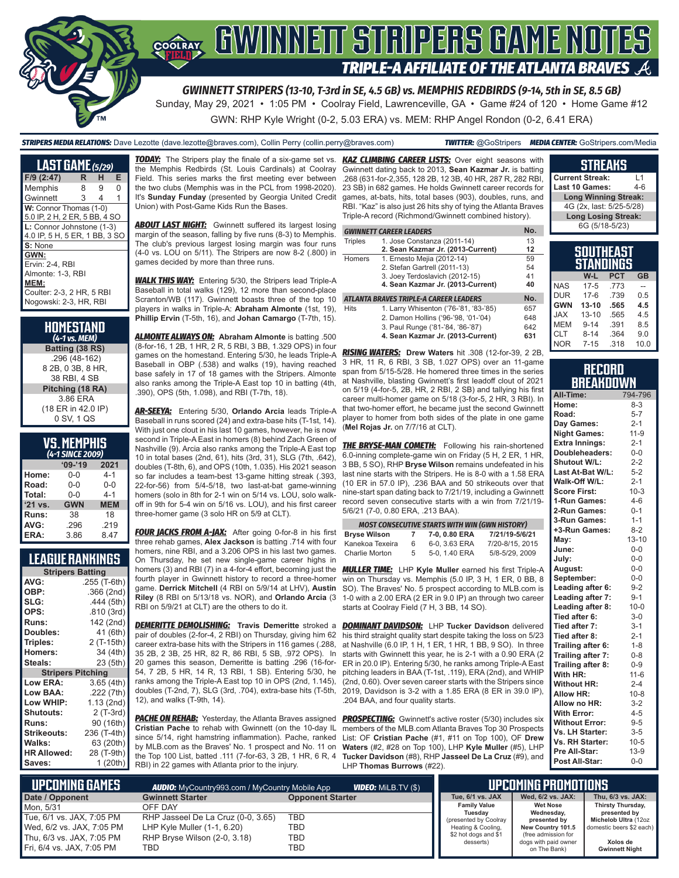# GWINNETT STRIPERS GAME NOTES

## TRIPLE-A AFFILIATE OF THE ATLANTA BRAVES

### GWINNETT STRIPERS (13-10, T-3rd in SE, 4.5 GB) vs. MEMPHIS REDBIRDS (9-14, 5th in SE, 8.5 GB)

Sunday, May 29, 2021 • 1:05 PM • Coolray Field, Lawrenceville, GA • Game #24 of 120 • Home Game #12

GWN: RHP Kyle Wright (0-2, 5.03 ERA) vs. MEM: RHP Angel Rondon (0-2, 6.41 ERA)

**STRIPERS MEDIA RELATIONS:** Dave Lezotte (dave.lezotte@braves.com), Collin Perry (collin.perry@braves.com) **TWITTER:** @GoStripers **MEDIA CENTER:** GoStripers.com/Media

## LAST GAME (5/29)

| F/9 (2:47) | R | H | E |
|---|---|---|---|
| Memphis | 8 | 9 | 0 |
| Gwinnett | 3 | 4 | 1 |

**W:** Connor Thomas (1-0)
5.0 IP, 2 H, 2 ER, 5 BB, 4 SO

**L:** Connor Johnstone (1-3)
4.0 IP, 5 H, 5 ER, 1 BB, 3 SO

**S:** None

**GWN:**
Ervin: 2-4, RBI
Almonte: 1-3, RBI

**MEM:**
Coulter: 2-3, 2 HR, 5 RBI
Nogowski: 2-3, HR, RBI

## HOMESTAND
*(4-1 vs. MEM)*

**Batting (38 RS)**
.296 (48-162)
8 2B, 0 3B, 8 HR,
38 RBI, 4 SB

**Pitching (18 RA)**
3.86 ERA
(18 ER in 42.0 IP)
0 SV, 1 QS

## VS. MEMPHIS
*(4-1 SINCE 2009)*

| | '09-'19 | 2021 |
|---|---|---|
| Home: | 0-0 | 4-1 |
| Road: | 0-0 | 0-0 |
| Total: | 0-0 | 4-1 |
| '21 vs. | GWN | MEM |
| Runs: | 38 | 18 |
| AVG: | .296 | .219 |
| ERA: | 3.86 | 8.47 |

## LEAGUE RANKINGS

| Stripers Batting | |
|---|---|
| AVG: | .255 (T-6th) |
| OBP: | .366 (2nd) |
| SLG: | .444 (5th) |
| OPS: | .810 (3rd) |
| Runs: | 142 (2nd) |
| Doubles: | 41 (6th) |
| Triples: | 2 (T-15th) |
| Homers: | 34 (4th) |
| Steals: | 23 (5th) |
| **Stripers Pitching** | |
| Low ERA: | 3.65 (4th) |
| Low BAA: | .222 (7th) |
| Low WHIP: | 1.13 (2nd) |
| Shutouts: | 2 (T-3rd) |
| Runs: | 90 (16th) |
| Strikeouts: | 236 (T-4th) |
| Walks: | 63 (20th) |
| HR Allowed: | 28 (T-9th) |
| Saves: | 1 (20th) |

***TODAY:*** The Stripers play the finale of a six-game set vs. the Memphis Redbirds (St. Louis Cardinals) at Coolray Field. This series marks the first meeting ever between the two clubs (Memphis was in the PCL from 1998-2020). It's **Sunday Funday** (presented by Georgia United Credit Union) with Post-Game Kids Run the Bases.

***ABOUT LAST NIGHT:*** Gwinnett suffered its largest losing margin of the season, falling by five runs (8-3) to Memphis. The club's previous largest losing margin was four runs (4-0 vs. LOU on 5/11). The Stripers are now 8-2 (.800) in games decided by more than three runs.

***WALK THIS WAY:*** Entering 5/30, the Stripers lead Triple-A Baseball in total walks (129), 12 more than second-place Scranton/WB (117). Gwinnett boasts three of the top 10 players in walks in Triple-A: **Abraham Almonte** (1st, 19), **Phillip Ervin** (T-5th, 16), and **Johan Camargo** (T-7th, 15).

***ALMONTE ALWAYS ON:*** **Abraham Almonte** is batting .500 (8-for-16, 1 2B, 1 HR, 2 R, 5 RBI, 3 BB, 1.329 OPS) in four games on the homestand. Entering 5/30, he leads Triple-A Baseball in OBP (.538) and walks (19), having reached base safely in 17 of 18 games with the Stripers. Almonte also ranks among the Triple-A East top 10 in batting (4th, .390), OPS (5th, 1.098), and RBI (T-7th, 18).

***AR-SEEYA:*** Entering 5/30, **Orlando Arcia** leads Triple-A Baseball in runs scored (24) and extra-base hits (T-1st, 14). With just one clout in his last 10 games, however, he is now second in Triple-A East in homers (8) behind Zach Green of Nashville (9). Arcia also ranks among the Triple-A East top 10 in total bases (2nd, 61), hits (3rd, 31), SLG (7th, .642), doubles (T-8th, 6), and OPS (10th, 1.035). His 2021 season so far includes a team-best 13-game hitting streak (.393, 22-for-56) from 5/4-5/18, two last-at-bat game-winning homers (solo in 8th for 2-1 win on 5/14 vs. LOU, solo walk-off in 9th for 5-4 win on 5/16 vs. LOU), and his first career three-homer game (3 solo HR on 5/9 at CLT).

***FOUR JACKS FROM A-JAX:*** After going 0-for-8 in his first three rehab games, **Alex Jackson** is batting .714 with four homers, nine RBI, and a 3.206 OPS in his last two games. On Thursday, he set new single-game career highs in homers (3) and RBI (7) in a 4-for-4 effort, becoming just the fourth player in Gwinnett history to record a three-homer game. **Derrick Mitchell** (4 RBI on 5/9/14 at LHV), **Austin Riley** (8 RBI on 5/13/18 vs. NOR), and **Orlando Arcia** (3 RBI on 5/9/21 at CLT) are the others to do it.

***DEMERITTE DEMOLISHING:*** **Travis Demeritte** stroked a pair of doubles (2-for-4, 2 RBI) on Thursday, giving him 62 career extra-base hits with the Stripers in 116 games (.288, 35 2B, 2 3B, 25 HR, 82 R, 86 RBI, 5 SB, .972 OPS). In 20 games this season, Demeritte is batting .296 (16-for-54, 7 2B, 5 HR, 14 R, 13 RBI, 1 SB). Entering 5/30, he ranks among the Triple-A East top 10 in OPS (2nd, 1.145), doubles (T-2nd, 7), SLG (3rd, .704), extra-base hits (T-5th, 12), and walks (T-9th, 14).

***PACHE ON REHAB:*** Yesterday, the Atlanta Braves assigned **Cristian Pache** to rehab with Gwinnett (on the 10-day IL since 5/14, right hamstring inflammation). Pache, ranked by MLB.com as the Braves' No. 1 prospect and No. 11 on the Top 100 List, batted .111 (7-for-63, 3 2B, 1 HR, 6 R, 4 RBI) in 22 games with Atlanta prior to the injury.

***KAZ CLIMBING CAREER LISTS:*** Over eight seasons with Gwinnett dating back to 2013, **Sean Kazmar Jr.** is batting .268 (631-for-2,355, 128 2B, 12 3B, 40 HR, 287 R, 282 RBI, 23 SB) in 682 games. He holds Gwinnett career records for games, at-bats, hits, total bases (903), doubles, runs, and RBI. "Kaz" is also just 26 hits shy of tying the Atlanta Braves Triple-A record (Richmond/Gwinnett combined history).

| GWINNETT CAREER LEADERS | | No. |
|---|---|---|
| Triples | 1. Jose Constanza (2011-14) | 13 |
| | **2. Sean Kazmar Jr. (2013-Current)** | **12** |
| Homers | 1. Ernesto Mejia (2012-14) | 59 |
| | 2. Stefan Gartrell (2011-13) | 54 |
| | 3. Joey Terdoslavich (2012-15) | 41 |
| | **4. Sean Kazmar Jr. (2013-Current)** | **40** |
| **ATLANTA BRAVES TRIPLE-A CAREER LEADERS** | | **No.** |
| Hits | 1. Larry Whisenton ('76-'81, '83-'85) | 657 |
| | 2. Damon Hollins ('96-'98, '01-'04) | 648 |
| | 3. Paul Runge ('81-'84, '86-'87) | 642 |
| | **4. Sean Kazmar Jr. (2013-Current)** | **631** |

***RISING WATERS:*** **Drew Waters** hit .308 (12-for-39, 2 2B, 3 HR, 11 R, 6 RBI, 3 SB, 1.027 OPS) over an 11-game span from 5/15-5/28. He homered three times in the series at Nashville, blasting Gwinnett's first leadoff clout of 2021 on 5/19 (4-for-5, 2B, HR, 2 RBI, 2 SB) and tallying his first career multi-homer game on 5/18 (3-for-5, 2 HR, 3 RBI). In that two-homer effort, he became just the second Gwinnett player to homer from both sides of the plate in one game (**Mel Rojas Jr.** on 7/7/16 at CLT).

***THE BRYSE-MAN COMETH:*** Following his rain-shortened 6.0-inning complete-game win on Friday (5 H, 2 ER, 1 HR, 3 BB, 5 SO), RHP **Bryse Wilson** remains undefeated in his last nine starts with the Stripers. He is 8-0 with a 1.58 ERA (10 ER in 57.0 IP), .236 BAA and 50 strikeouts over that nine-start span dating back to 7/21/19, including a Gwinnett record seven consecutive starts with a win from 7/21/19-5/6/21 (7-0, 0.80 ERA, .213 BAA).

| MOST CONSECUTIVE STARTS WITH WIN (GWN HISTORY) | | | |
|---|---|---|---|
| **Bryse Wilson** | **7** | **7-0, 0.80 ERA** | **7/21/19-5/6/21** |
| Kanekoa Texeira | 6 | 6-0, 3.63 ERA | 7/20-8/15, 2015 |
| Charlie Morton | 5 | 5-0, 1.40 ERA | 5/8-5/29, 2009 |

***MULLER TIME:*** LHP **Kyle Muller** earned his first Triple-A win on Thursday vs. Memphis (5.0 IP, 3 H, 1 ER, 0 BB, 8 SO). The Braves' No. 5 prospect according to MLB.com is 1-0 with a 2.00 ERA (2 ER in 9.0 IP) an through two career starts at Coolray Field (7 H, 3 BB, 14 SO).

***DOMINANT DAVIDSON:*** LHP **Tucker Davidson** delivered his third straight quality start despite taking the loss on 5/23 at Nashville (6.0 IP, 1 H, 1 ER, 1 HR, 1 BB, 9 SO). In three starts with Gwinnett this year, he is 2-1 with a 0.90 ERA (2 ER in 20.0 IP). Entering 5/30, he ranks among Triple-A East pitching leaders in BAA (T-1st, .119), ERA (2nd), and WHIP (2nd, 0.60). Over seven career starts with the Stripers since 2019, Davidson is 3-2 with a 1.85 ERA (8 ER in 39.0 IP), .204 BAA, and four quality starts.

***PROSPECTING:*** Gwinnett's active roster (5/30) includes six members of the MLB.com Atlanta Braves Top 30 Prospects List: OF **Cristian Pache** (#1, #11 on Top 100), OF **Drew Waters** (#2, #28 on Top 100), LHP **Kyle Muller** (#5), LHP **Tucker Davidson** (#8), RHP **Jasseel De La Cruz** (#9), and LHP **Thomas Burrows** (#22).

## STREAKS

| | |
|---|---|
| Current Streak: | L1 |
| Last 10 Games: | 4-6 |
| **Long Winning Streak:** | |
| 4G (2x, last: 5/25-5/28) | |
| **Long Losing Streak:** | |
| 6G (5/18-5/23) | |

## SOUTHEAST STANDINGS

| | W-L | PCT | GB |
|---|---|---|---|
| NAS | 17-5 | .773 | -- |
| DUR | 17-6 | .739 | 0.5 |
| **GWN** | **13-10** | **.565** | **4.5** |
| JAX | 13-10 | .565 | 4.5 |
| MEM | 9-14 | .391 | 8.5 |
| CLT | 8-14 | .364 | 9.0 |
| NOR | 7-15 | .318 | 10.0 |

## RECORD BREAKDOWN

| | |
|---|---|
| All-Time: | 794-796 |
| Home: | 8-3 |
| Road: | 5-7 |
| Day Games: | 2-1 |
| Night Games: | 11-9 |
| Extra Innings: | 2-1 |
| Doubleheaders: | 0-0 |
| Shutout W/L: | 2-2 |
| Last At-Bat W/L: | 5-2 |
| Walk-Off W/L: | 2-1 |
| Score First: | 10-3 |
| 1-Run Games: | 4-6 |
| 2-Run Games: | 0-1 |
| 3-Run Games: | 1-1 |
| +3-Run Games: | 8-2 |
| May: | 13-10 |
| June: | 0-0 |
| July: | 0-0 |
| August: | 0-0 |
| September: | 0-0 |
| Leading after 6: | 9-2 |
| Leading after 7: | 9-1 |
| Leading after 8: | 10-0 |
| Tied after 6: | 3-0 |
| Tied after 7: | 3-1 |
| Tied after 8: | 2-1 |
| Trailing after 6: | 1-8 |
| Trailing after 7: | 0-8 |
| Trailing after 8: | 0-9 |
| With HR: | 11-6 |
| Without HR: | 2-4 |
| Allow HR: | 10-8 |
| Allow no HR: | 3-2 |
| With Error: | 4-5 |
| Without Error: | 9-5 |
| Vs. LH Starter: | 3-5 |
| Vs. RH Starter: | 10-5 |
| Pre All-Star: | 13-9 |
| Post All-Star: | 0-0 |

## UPCOMING GAMES

**AUDIO:** MyCountry993.com / MyCountry Mobile App **VIDEO:** MiLB.TV ($)

| Date / Opponent | Gwinnett Starter | Opponent Starter |
|---|---|---|
| Mon, 5/31 | OFF DAY | |
| Tue, 6/1 vs. JAX, 7:05 PM | RHP Jasseel De La Cruz (0-0, 3.65) | TBD |
| Wed, 6/2 vs. JAX, 7:05 PM | LHP Kyle Muller (1-1, 6.20) | TBD |
| Thu, 6/3 vs. JAX, 7:05 PM | RHP Bryse Wilson (2-0, 3.18) | TBD |
| Fri, 6/4 vs. JAX, 7:05 PM | TBD | TBD |

## UPCOMING PROMOTIONS

| Tue, 6/1 vs. JAX | Wed, 6/2 vs. JAX: | Thu, 6/3 vs. JAX: |
|---|---|---|
| **Family Value Tuesday** (presented by Coolray Heating & Cooling, $2 hot dogs and $1 desserts) | **Wet Nose Wednesday, presented by New Country 101.5** (free admission for dogs with paid owner on The Bank) | **Thirsty Thursday, presented by Michelob Ultra** (12oz domestic beers $2 each) **Xolos de Gwinnett Night** |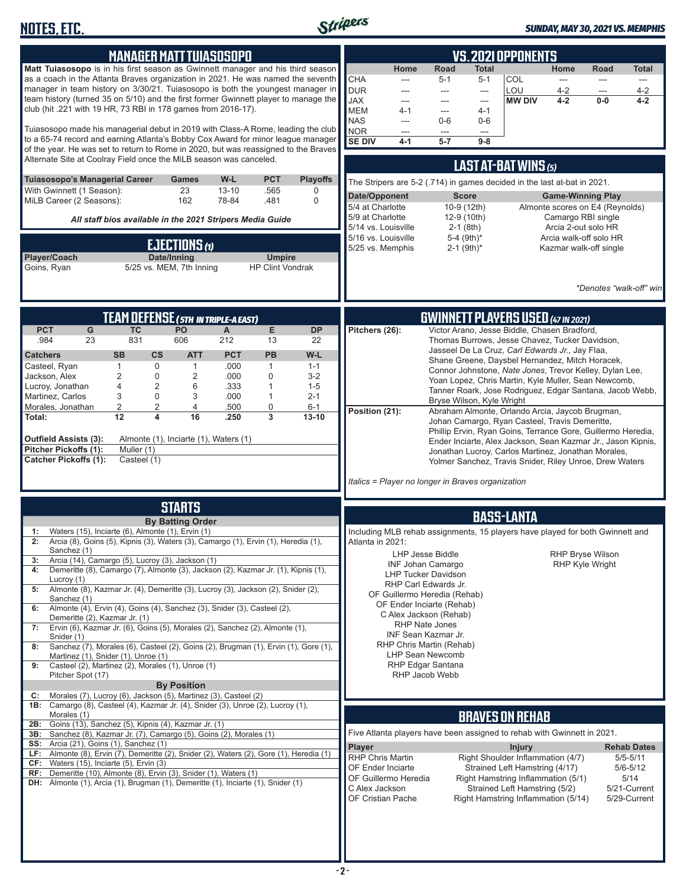## MANAGER MATT TUIASOSOPO

**Matt Tuiasosopo** is in his first season as Gwinnett manager and his third season as a coach in the Atlanta Braves organization in 2021. He was named the seventh manager in team history on 3/30/21. Tuiasosopo is both the youngest manager in team history (turned 35 on 5/10) and the first former Gwinnett player to manage the club (hit .221 with 19 HR, 73 RBI in 178 games from 2016-17).

Tuiasosopo made his managerial debut in 2019 with Class-A Rome, leading the club to a 65-74 record and earning Atlanta's Bobby Cox Award for minor league manager of the year. He was set to return to Rome in 2020, but was reassigned to the Braves Alternate Site at Coolray Field once the MiLB season was canceled.

| Tuiasosopo's Managerial Career | Games | W-L | PCT | Playoffs |
|---|---|---|---|---|
| With Gwinnett (1 Season): | 23 | 13-10 | .565 | 0 |
| MiLB Career (2 Seasons): | 162 | 78-84 | .481 | 0 |

*All staff bios available in the 2021 Stripers Media Guide*

## EJECTIONS (1)

| Player/Coach | Date/Inning | Umpire |
|---|---|---|
| Goins, Ryan | 5/25 vs. MEM, 7th Inning | HP Clint Vondrak |

## VS. 2021 OPPONENTS

| | Home | Road | Total | | Home | Road | Total |
|---|---|---|---|---|---|---|---|
| CHA | --- | 5-1 | 5-1 | COL | --- | --- | --- |
| DUR | --- | --- | --- | LOU | 4-2 | --- | 4-2 |
| JAX | --- | --- | --- | **MW DIV** | **4-2** | **0-0** | **4-2** |
| MEM | 4-1 | --- | 4-1 | | | | |
| NAS | --- | 0-6 | 0-6 | | | | |
| NOR | --- | --- | --- | | | | |
| **SE DIV** | **4-1** | **5-7** | **9-8** | | | | |

## LAST AT-BAT WINS (5)

The Stripers are 5-2 (.714) in games decided in the last at-bat in 2021.

| Date/Opponent | Score | Game-Winning Play |
|---|---|---|
| 5/4 at Charlotte | 10-9 (12th) | Almonte scores on E4 (Reynolds) |
| 5/9 at Charlotte | 12-9 (10th) | Camargo RBI single |
| 5/14 vs. Louisville | 2-1 (8th) | Arcia 2-out solo HR |
| 5/16 vs. Louisville | 5-4 (9th)* | Arcia walk-off solo HR |
| 5/25 vs. Memphis | 2-1 (9th)* | Kazmar walk-off single |

*\*Denotes "walk-off" win*

## TEAM DEFENSE (5TH IN TRIPLE-A EAST)

| PCT | G | TC | PO | A | E | DP |
|---|---|---|---|---|---|---|
| .984 | 23 | 831 | 606 | 212 | 13 | 22 |

| Catchers | SB | CS | ATT | PCT | PB | W-L |
|---|---|---|---|---|---|---|
| Casteel, Ryan | 1 | 0 | 1 | .000 | 1 | 1-1 |
| Jackson, Alex | 2 | 0 | 2 | .000 | 0 | 3-2 |
| Lucroy, Jonathan | 4 | 2 | 6 | .333 | 1 | 1-5 |
| Martinez, Carlos | 3 | 0 | 3 | .000 | 1 | 2-1 |
| Morales, Jonathan | 2 | 2 | 4 | .500 | 0 | 6-1 |
| **Total:** | **12** | **4** | **16** | **.250** | **3** | **13-10** |

**Outfield Assists (3):** Almonte (1), Inciarte (1), Waters (1)
**Pitcher Pickoffs (1):** Muller (1)
**Catcher Pickoffs (1):** Casteel (1)

## GWINNETT PLAYERS USED (47 IN 2021)

**Pitchers (26):** Victor Arano, Jesse Biddle, Chasen Bradford, Thomas Burrows, Jesse Chavez, Tucker Davidson, Jasseel De La Cruz, *Carl Edwards Jr.*, Jay Flaa, Shane Greene, Daysbel Hernandez, Mitch Horacek, Connor Johnstone, *Nate Jones*, Trevor Kelley, Dylan Lee, Yoan Lopez, Chris Martin, Kyle Muller, Sean Newcomb, Tanner Roark, Jose Rodriguez, Edgar Santana, Jacob Webb, Bryse Wilson, Kyle Wright

**Position (21):** Abraham Almonte, Orlando Arcia, Jaycob Brugman, Johan Camargo, Ryan Casteel, Travis Demeritte, Phillip Ervin, Ryan Goins, Terrance Gore, Guillermo Heredia, Ender Inciarte, Alex Jackson, Sean Kazmar Jr., Jason Kipnis, Jonathan Lucroy, Carlos Martinez, Jonathan Morales, Yolmer Sanchez, Travis Snider, Riley Unroe, Drew Waters

*Italics = Player no longer in Braves organization*

## STARTS

**By Batting Order**

- **1:** Waters (15), Inciarte (6), Almonte (1), Ervin (1)
- **2:** Arcia (8), Goins (5), Kipnis (3), Waters (3), Camargo (1), Ervin (1), Heredia (1), Sanchez (1)
- **3:** Arcia (14), Camargo (5), Lucroy (3), Jackson (1)
- **4:** Demeritte (8), Camargo (7), Almonte (3), Jackson (2), Kazmar Jr. (1), Kipnis (1), Lucroy (1)
- **5:** Almonte (8), Kazmar Jr. (4), Demeritte (3), Lucroy (3), Jackson (2), Snider (2), Sanchez (1)
- **6:** Almonte (4), Ervin (4), Goins (4), Sanchez (3), Snider (3), Casteel (2), Demeritte (2), Kazmar Jr. (1)
- **7:** Ervin (6), Kazmar Jr. (6), Goins (5), Morales (2), Sanchez (2), Almonte (1), Snider (1)
- **8:** Sanchez (7), Morales (6), Casteel (2), Goins (2), Brugman (1), Ervin (1), Gore (1), Martinez (1), Snider (1), Unroe (1)
- **9:** Casteel (2), Martinez (2), Morales (1), Unroe (1), Pitcher Spot (17)

**By Position**

- **C:** Morales (7), Lucroy (6), Jackson (5), Martinez (3), Casteel (2)
- **1B:** Camargo (8), Casteel (4), Kazmar Jr. (4), Snider (3), Unroe (2), Lucroy (1), Morales (1)
- **2B:** Goins (13), Sanchez (5), Kipnis (4), Kazmar Jr. (1)
- **3B:** Sanchez (8), Kazmar Jr. (7), Camargo (5), Goins (2), Morales (1)
- **SS:** Arcia (21), Goins (1), Sanchez (1)
- **LF:** Almonte (8), Ervin (7), Demeritte (2), Snider (2), Waters (2), Gore (1), Heredia (1)
- **CF:** Waters (15), Inciarte (5), Ervin (3)
- **RF:** Demeritte (10), Almonte (8), Ervin (3), Snider (1), Waters (1)
- **DH:** Almonte (1), Arcia (1), Brugman (1), Demeritte (1), Inciarte (1), Snider (1)

## BASS-LANTA

Including MLB rehab assignments, 15 players have played for both Gwinnett and Atlanta in 2021:

- LHP Jesse Biddle
- INF Johan Camargo
- LHP Tucker Davidson
- RHP Carl Edwards Jr.
- OF Guillermo Heredia (Rehab)
- OF Ender Inciarte (Rehab)
- C Alex Jackson (Rehab)
- RHP Nate Jones
- INF Sean Kazmar Jr.
- RHP Chris Martin (Rehab)
- LHP Sean Newcomb
- RHP Edgar Santana
- RHP Jacob Webb
- RHP Bryse Wilson
- RHP Kyle Wright

## BRAVES ON REHAB

Five Atlanta players have been assigned to rehab with Gwinnett in 2021.

| Player | Injury | Rehab Dates |
|---|---|---|
| RHP Chris Martin | Right Shoulder Inflammation (4/7) | 5/5-5/11 |
| OF Ender Inciarte | Strained Left Hamstring (4/17) | 5/6-5/12 |
| OF Guillermo Heredia | Right Hamstring Inflammation (5/1) | 5/14 |
| C Alex Jackson | Strained Left Hamstring (5/2) | 5/21-Current |
| OF Cristian Pache | Right Hamstring Inflammation (5/14) | 5/29-Current |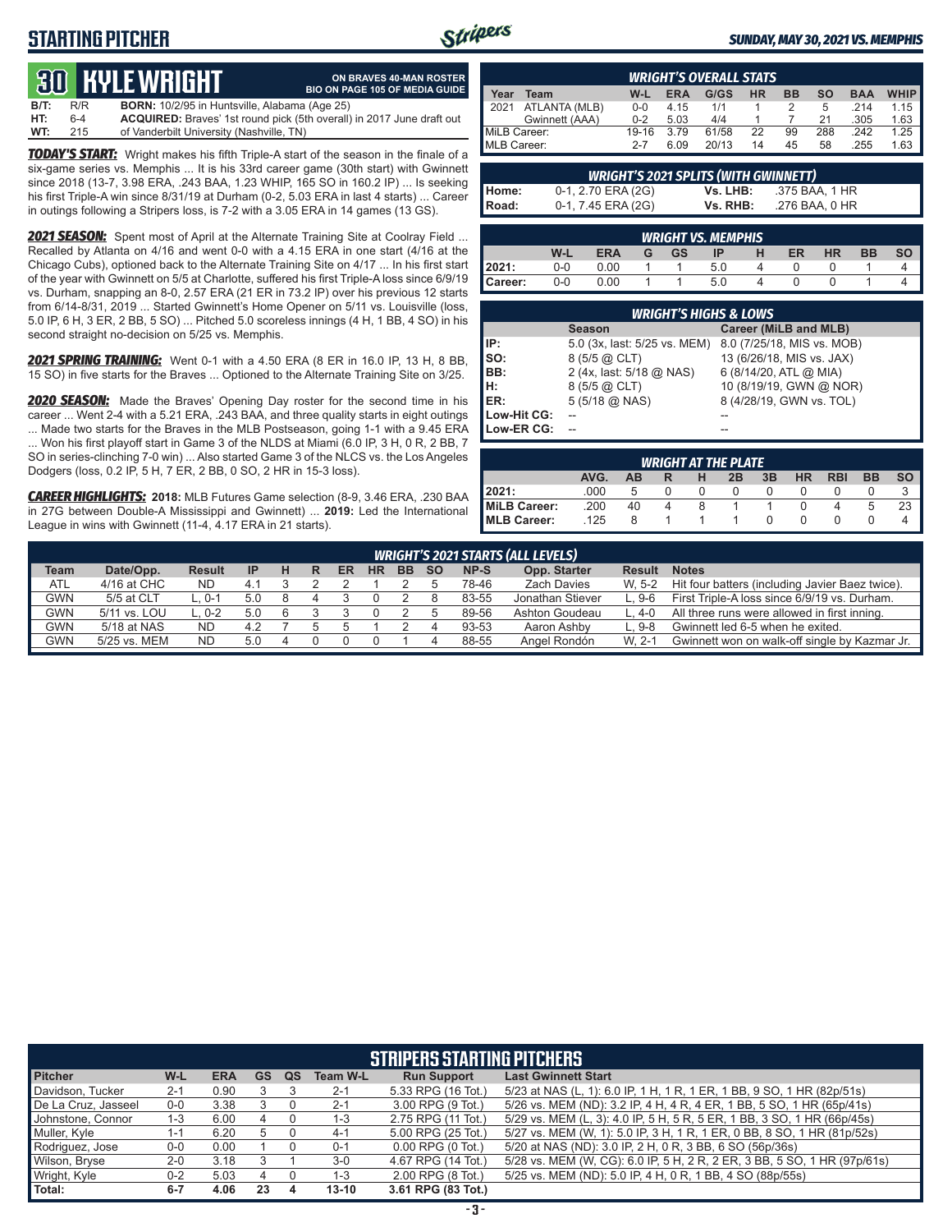# STARTING PITCHER

## 30 KYLE WRIGHT

**ON BRAVES 40-MAN ROSTER**
**BIO ON PAGE 105 OF MEDIA GUIDE**

**B/T:** R/R **BORN:** 10/2/95 in Huntsville, Alabama (Age 25)
**HT:** 6-4 **ACQUIRED:** Braves' 1st round pick (5th overall) in 2017 June draft out
**WT:** 215 of Vanderbilt University (Nashville, TN)

***TODAY'S START:*** Wright makes his fifth Triple-A start of the season in the finale of a six-game series vs. Memphis ... It is his 33rd career game (30th start) with Gwinnett since 2018 (13-7, 3.98 ERA, .243 BAA, 1.23 WHIP, 165 SO in 160.2 IP) ... Is seeking his first Triple-A win since 8/31/19 at Durham (0-2, 5.03 ERA in last 4 starts) ... Career in outings following a Stripers loss, is 7-2 with a 3.05 ERA in 14 games (13 GS).

***2021 SEASON:*** Spent most of April at the Alternate Training Site at Coolray Field ... Recalled by Atlanta on 4/16 and went 0-0 with a 4.15 ERA in one start (4/16 at the Chicago Cubs), optioned back to the Alternate Training Site on 4/17 ... In his first start of the year with Gwinnett on 5/5 at Charlotte, suffered his first Triple-A loss since 6/9/19 vs. Durham, snapping an 8-0, 2.57 ERA (21 ER in 73.2 IP) over his previous 12 starts from 6/14-8/31, 2019 ... Started Gwinnett's Home Opener on 5/11 vs. Louisville (loss, 5.0 IP, 6 H, 3 ER, 2 BB, 5 SO) ... Pitched 5.0 scoreless innings (4 H, 1 BB, 4 SO) in his second straight no-decision on 5/25 vs. Memphis.

***2021 SPRING TRAINING:*** Went 0-1 with a 4.50 ERA (8 ER in 16.0 IP, 13 H, 8 BB, 15 SO) in five starts for the Braves ... Optioned to the Alternate Training Site on 3/25.

***2020 SEASON:*** Made the Braves' Opening Day roster for the second time in his career ... Went 2-4 with a 5.21 ERA, .243 BAA, and three quality starts in eight outings ... Made two starts for the Braves in the MLB Postseason, going 1-1 with a 9.45 ERA ... Won his first playoff start in Game 3 of the NLDS at Miami (6.0 IP, 3 H, 0 R, 2 BB, 7 SO in series-clinching 7-0 win) ... Also started Game 3 of the NLCS vs. the Los Angeles Dodgers (loss, 0.2 IP, 5 H, 7 ER, 2 BB, 0 SO, 2 HR in 15-3 loss).

***CAREER HIGHLIGHTS:*** **2018:** MLB Futures Game selection (8-9, 3.46 ERA, .230 BAA in 27G between Double-A Mississippi and Gwinnett) ... **2019:** Led the International League in wins with Gwinnett (11-4, 4.17 ERA in 21 starts).

### WRIGHT'S OVERALL STATS

| Year | Team | W-L | ERA | G/GS | HR | BB | SO | BAA | WHIP |
|---|---|---|---|---|---|---|---|---|---|
| 2021 | ATLANTA (MLB) | 0-0 | 4.15 | 1/1 | 1 | 2 | 5 | .214 | 1.15 |
| | Gwinnett (AAA) | 0-2 | 5.03 | 4/4 | 1 | 7 | 21 | .305 | 1.63 |
| MiLB Career: | | 19-16 | 3.79 | 61/58 | 22 | 99 | 288 | .242 | 1.25 |
| MLB Career: | | 2-7 | 6.09 | 20/13 | 14 | 45 | 58 | .255 | 1.63 |

### WRIGHT'S 2021 SPLITS (WITH GWINNETT)

| | | | |
|---|---|---|---|
| Home: | 0-1, 2.70 ERA (2G) | Vs. LHB: | .375 BAA, 1 HR |
| Road: | 0-1, 7.45 ERA (2G) | Vs. RHB: | .276 BAA, 0 HR |

### WRIGHT VS. MEMPHIS

| | W-L | ERA | G | GS | IP | H | ER | HR | BB | SO |
|---|---|---|---|---|---|---|---|---|---|---|
| 2021: | 0-0 | 0.00 | 1 | 1 | 5.0 | 4 | 0 | 0 | 1 | 4 |
| Career: | 0-0 | 0.00 | 1 | 1 | 5.0 | 4 | 0 | 0 | 1 | 4 |

### WRIGHT'S HIGHS & LOWS

| | Season | Career (MiLB and MLB) |
|---|---|---|
| IP: | 5.0 (3x, last: 5/25 vs. MEM) | 8.0 (7/25/18, MIS vs. MOB) |
| SO: | 8 (5/5 @ CLT) | 13 (6/26/18, MIS vs. JAX) |
| BB: | 2 (4x, last: 5/18 @ NAS) | 6 (8/14/20, ATL @ MIA) |
| H: | 8 (5/5 @ CLT) | 10 (8/19/19, GWN @ NOR) |
| ER: | 5 (5/18 @ NAS) | 8 (4/28/19, GWN vs. TOL) |
| Low-Hit CG: | -- | -- |
| Low-ER CG: | -- | -- |

### WRIGHT AT THE PLATE

| | AVG. | AB | R | H | 2B | 3B | HR | RBI | BB | SO |
|---|---|---|---|---|---|---|---|---|---|---|
| 2021: | .000 | 5 | 0 | 0 | 0 | 0 | 0 | 0 | 0 | 3 |
| MiLB Career: | .200 | 40 | 4 | 8 | 1 | 1 | 0 | 4 | 5 | 23 |
| MLB Career: | .125 | 8 | 1 | 1 | 1 | 0 | 0 | 0 | 0 | 4 |

### WRIGHT'S 2021 STARTS (ALL LEVELS)

| Team | Date/Opp. | Result | IP | H | R | ER | HR | BB | SO | NP-S | Opp. Starter | Result | Notes |
|---|---|---|---|---|---|---|---|---|---|---|---|---|---|
| ATL | 4/16 at CHC | ND | 4.1 | 3 | 2 | 2 | 1 | 2 | 5 | 78-46 | Zach Davies | W, 5-2 | Hit four batters (including Javier Baez twice). |
| GWN | 5/5 at CLT | L, 0-1 | 5.0 | 8 | 4 | 3 | 0 | 2 | 8 | 83-55 | Jonathan Stiever | L, 9-6 | First Triple-A loss since 6/9/19 vs. Durham. |
| GWN | 5/11 vs. LOU | L, 0-2 | 5.0 | 6 | 3 | 3 | 0 | 2 | 5 | 89-56 | Ashton Goudeau | L, 4-0 | All three runs were allowed in first inning. |
| GWN | 5/18 at NAS | ND | 4.2 | 7 | 5 | 5 | 1 | 2 | 4 | 93-53 | Aaron Ashby | L, 9-8 | Gwinnett led 6-5 when he exited. |
| GWN | 5/25 vs. MEM | ND | 5.0 | 4 | 0 | 0 | 0 | 1 | 4 | 88-55 | Angel Rondón | W, 2-1 | Gwinnett won on walk-off single by Kazmar Jr. |

### STRIPERS STARTING PITCHERS

| Pitcher | W-L | ERA | GS | QS | Team W-L | Run Support | Last Gwinnett Start |
|---|---|---|---|---|---|---|---|
| Davidson, Tucker | 2-1 | 0.90 | 3 | 3 | 2-1 | 5.33 RPG (16 Tot.) | 5/23 at NAS (L, 1): 6.0 IP, 1 H, 1 R, 1 ER, 1 BB, 9 SO, 1 HR (82p/51s) |
| De La Cruz, Jasseel | 0-0 | 3.38 | 3 | 0 | 2-1 | 3.00 RPG (9 Tot.) | 5/26 vs. MEM (ND): 3.2 IP, 4 H, 4 R, 4 ER, 1 BB, 5 SO, 1 HR (65p/41s) |
| Johnstone, Connor | 1-3 | 6.00 | 4 | 0 | 1-3 | 2.75 RPG (11 Tot.) | 5/29 vs. MEM (L, 3): 4.0 IP, 5 H, 5 R, 5 ER, 1 BB, 3 SO, 1 HR (66p/45s) |
| Muller, Kyle | 1-1 | 6.20 | 5 | 0 | 4-1 | 5.00 RPG (25 Tot.) | 5/27 vs. MEM (W, 1): 5.0 IP, 3 H, 1 R, 1 ER, 0 BB, 8 SO, 1 HR (81p/52s) |
| Rodriguez, Jose | 0-0 | 0.00 | 1 | 0 | 0-1 | 0.00 RPG (0 Tot.) | 5/20 at NAS (ND): 3.0 IP, 2 H, 0 R, 3 BB, 6 SO (56p/36s) |
| Wilson, Bryse | 2-0 | 3.18 | 3 | 1 | 3-0 | 4.67 RPG (14 Tot.) | 5/28 vs. MEM (W, CG): 6.0 IP, 5 H, 2 R, 2 ER, 3 BB, 5 SO, 1 HR (97p/61s) |
| Wright, Kyle | 0-2 | 5.03 | 4 | 0 | 1-3 | 2.00 RPG (8 Tot.) | 5/25 vs. MEM (ND): 5.0 IP, 4 H, 0 R, 1 BB, 4 SO (88p/55s) |
| **Total:** | **6-7** | **4.06** | **23** | **4** | **13-10** | **3.61 RPG (83 Tot.)** | |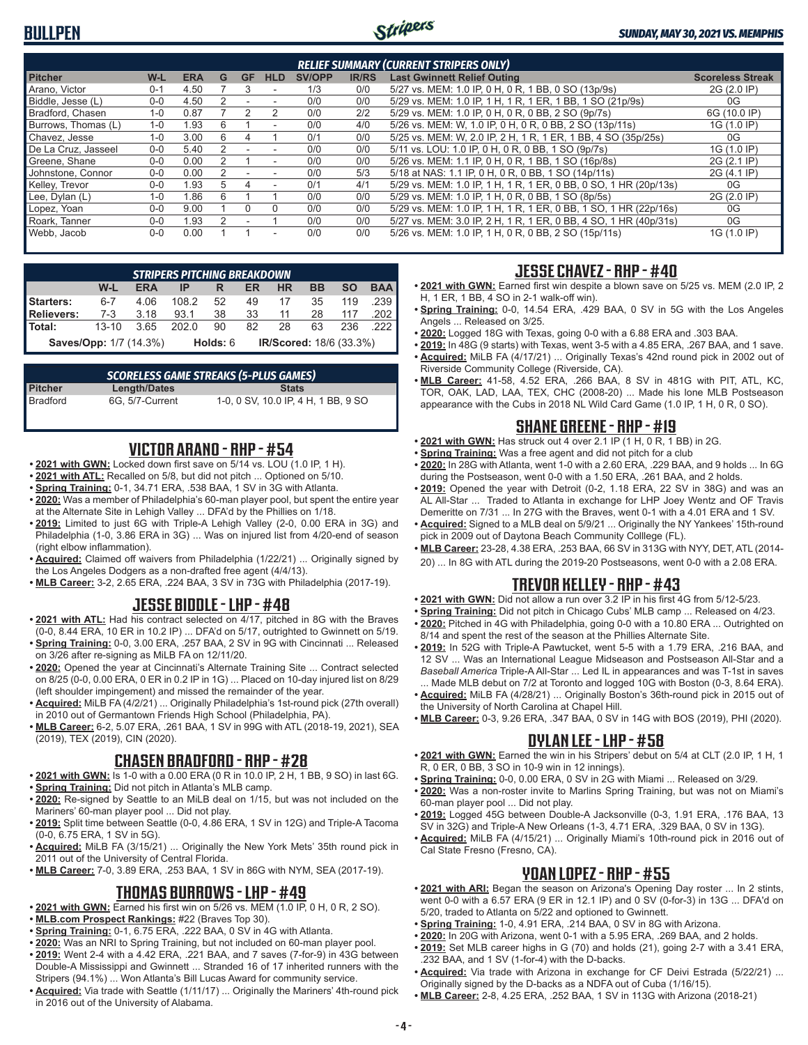## BULLPEN

### RELIEF SUMMARY (CURRENT STRIPERS ONLY)

| Pitcher | W-L | ERA | G | GF | HLD | SV/OPP | IR/RS | Last Gwinnett Relief Outing | Scoreless Streak |
|---|---|---|---|---|---|---|---|---|---|
| Arano, Victor | 0-1 | 4.50 | 7 | 3 | - | 1/3 | 0/0 | 5/27 vs. MEM: 1.0 IP, 0 H, 0 R, 1 BB, 0 SO (13p/9s) | 2G (2.0 IP) |
| Biddle, Jesse (L) | 0-0 | 4.50 | 2 | - | - | 0/0 | 0/0 | 5/29 vs. MEM: 1.0 IP, 1 H, 1 R, 1 ER, 1 BB, 1 SO (21p/9s) | 0G |
| Bradford, Chasen | 1-0 | 0.87 | 7 | 2 | 2 | 0/0 | 2/2 | 5/29 vs. MEM: 1.0 IP, 0 H, 0 R, 0 BB, 2 SO (9p/7s) | 6G (10.0 IP) |
| Burrows, Thomas (L) | 1-0 | 1.93 | 6 | 1 | - | 0/0 | 4/0 | 5/26 vs. MEM: W, 1.0 IP, 0 H, 0 R, 0 BB, 2 SO (13p/11s) | 1G (1.0 IP) |
| Chavez, Jesse | 1-0 | 3.00 | 6 | 4 | 1 | 0/1 | 0/0 | 5/25 vs. MEM: W, 2.0 IP, 2 H, 1 R, 1 ER, 1 BB, 4 SO (35p/25s) | 0G |
| De La Cruz, Jasseel | 0-0 | 5.40 | 2 | - | - | 0/0 | 0/0 | 5/11 vs. LOU: 1.0 IP, 0 H, 0 R, 0 BB, 1 SO (9p/7s) | 1G (1.0 IP) |
| Greene, Shane | 0-0 | 0.00 | 2 | 1 | - | 0/0 | 0/0 | 5/26 vs. MEM: 1.1 IP, 0 H, 0 R, 1 BB, 1 SO (16p/8s) | 2G (2.1 IP) |
| Johnstone, Connor | 0-0 | 0.00 | 2 | - | - | 0/0 | 5/3 | 5/18 at NAS: 1.1 IP, 0 H, 0 R, 0 BB, 1 SO (14p/11s) | 2G (4.1 IP) |
| Kelley, Trevor | 0-0 | 1.93 | 5 | 4 | - | 0/1 | 4/1 | 5/29 vs. MEM: 1.0 IP, 1 H, 1 R, 1 ER, 0 BB, 0 SO, 1 HR (20p/13s) | 0G |
| Lee, Dylan (L) | 1-0 | 1.86 | 6 | 1 | 1 | 0/0 | 0/0 | 5/29 vs. MEM: 1.0 IP, 1 H, 0 R, 0 BB, 1 SO (8p/5s) | 2G (2.0 IP) |
| Lopez, Yoan | 0-0 | 9.00 | 1 | 0 | 0 | 0/0 | 0/0 | 5/29 vs. MEM: 1.0 IP, 1 H, 1 R, 1 ER, 0 BB, 1 SO, 1 HR (22p/16s) | 0G |
| Roark, Tanner | 0-0 | 1.93 | 2 | - | 1 | 0/0 | 0/0 | 5/27 vs. MEM: 3.0 IP, 2 H, 1 R, 1 ER, 0 BB, 4 SO, 1 HR (40p/31s) | 0G |
| Webb, Jacob | 0-0 | 0.00 | 1 | 1 | - | 0/0 | 0/0 | 5/26 vs. MEM: 1.0 IP, 1 H, 0 R, 0 BB, 2 SO (15p/11s) | 1G (1.0 IP) |

### STRIPERS PITCHING BREAKDOWN

| | W-L | ERA | IP | R | ER | HR | BB | SO | BAA |
|---|---|---|---|---|---|---|---|---|---|
| Starters: | 6-7 | 4.06 | 108.2 | 52 | 49 | 17 | 35 | 119 | .239 |
| Relievers: | 7-3 | 3.18 | 93.1 | 38 | 33 | 11 | 28 | 117 | .202 |
| Total: | 13-10 | 3.65 | 202.0 | 90 | 82 | 28 | 63 | 236 | .222 |
| Saves/Opp: 1/7 (14.3%) | | | Holds: 6 | | IR/Scored: 18/6 (33.3%) | | | | |

### SCORELESS GAME STREAKS (5-PLUS GAMES)

| Pitcher | Length/Dates | Stats |
|---|---|---|
| Bradford | 6G, 5/7-Current | 1-0, 0 SV, 10.0 IP, 4 H, 1 BB, 9 SO |

## VICTOR ARANO - RHP - #54

- **2021 with GWN:** Locked down first save on 5/14 vs. LOU (1.0 IP, 1 H).
- **2021 with ATL:** Recalled on 5/8, but did not pitch ... Optioned on 5/10.
- **Spring Training:** 0-1, 34.71 ERA, .538 BAA, 1 SV in 3G with Atlanta.
- **2020:** Was a member of Philadelphia's 60-man player pool, but spent the entire year at the Alternate Site in Lehigh Valley ... DFA'd by the Phillies on 1/18.
- **2019:** Limited to just 6G with Triple-A Lehigh Valley (2-0, 0.00 ERA in 3G) and Philadelphia (1-0, 3.86 ERA in 3G) ... Was on injured list from 4/20-end of season (right elbow inflammation).
- **Acquired:** Claimed off waivers from Philadelphia (1/22/21) ... Originally signed by the Los Angeles Dodgers as a non-drafted free agent (4/4/13).
- **MLB Career:** 3-2, 2.65 ERA, .224 BAA, 3 SV in 73G with Philadelphia (2017-19).

## JESSE BIDDLE - LHP - #48

- **2021 with ATL:** Had his contract selected on 4/17, pitched in 8G with the Braves (0-0, 8.44 ERA, 10 ER in 10.2 IP) ... DFA'd on 5/17, outrighted to Gwinnett on 5/19.
- **Spring Training:** 0-0, 3.00 ERA, .257 BAA, 2 SV in 9G with Cincinnati ... Released on 3/26 after re-signing as MiLB FA on 12/11/20.
- **2020:** Opened the year at Cincinnati's Alternate Training Site ... Contract selected on 8/25 (0-0, 0.00 ERA, 0 ER in 0.2 IP in 1G) ... Placed on 10-day injured list on 8/29 (left shoulder impingement) and missed the remainder of the year.
- **Acquired:** MiLB FA (4/2/21) ... Originally Philadelphia's 1st-round pick (27th overall) in 2010 out of Germantown Friends High School (Philadelphia, PA).
- **MLB Career:** 6-2, 5.07 ERA, .261 BAA, 1 SV in 99G with ATL (2018-19, 2021), SEA (2019), TEX (2019), CIN (2020).

## CHASEN BRADFORD - RHP - #28

- **2021 with GWN:** Is 1-0 with a 0.00 ERA (0 R in 10.0 IP, 2 H, 1 BB, 9 SO) in last 6G.
- **Spring Training:** Did not pitch in Atlanta's MLB camp.
- **2020:** Re-signed by Seattle to an MiLB deal on 1/15, but was not included on the Mariners' 60-man player pool ... Did not play.
- **2019:** Split time between Seattle (0-0, 4.86 ERA, 1 SV in 12G) and Triple-A Tacoma (0-0, 6.75 ERA, 1 SV in 5G).
- **Acquired:** MiLB FA (3/15/21) ... Originally the New York Mets' 35th round pick in 2011 out of the University of Central Florida.
- **MLB Career:** 7-0, 3.89 ERA, .253 BAA, 1 SV in 86G with NYM, SEA (2017-19).

## THOMAS BURROWS - LHP - #49

- **2021 with GWN:** Earned his first win on 5/26 vs. MEM (1.0 IP, 0 H, 0 R, 2 SO).
- **MLB.com Prospect Rankings:** #22 (Braves Top 30).
- **Spring Training:** 0-1, 6.75 ERA, .222 BAA, 0 SV in 4G with Atlanta.
- **2020:** Was an NRI to Spring Training, but not included on 60-man player pool.
- **2019:** Went 2-4 with a 4.42 ERA, .221 BAA, and 7 saves (7-for-9) in 43G between Double-A Mississippi and Gwinnett ... Stranded 16 of 17 inherited runners with the Stripers (94.1%) ... Won Atlanta's Bill Lucas Award for community service.
- **Acquired:** Via trade with Seattle (1/11/17) ... Originally the Mariners' 4th-round pick in 2016 out of the University of Alabama.

## JESSE CHAVEZ - RHP - #40

- **2021 with GWN:** Earned first win despite a blown save on 5/25 vs. MEM (2.0 IP, 2 H, 1 ER, 1 BB, 4 SO in 2-1 walk-off win).
- **Spring Training:** 0-0, 14.54 ERA, .429 BAA, 0 SV in 5G with the Los Angeles Angels ... Released on 3/25.
- **2020:** Logged 18G with Texas, going 0-0 with a 6.88 ERA and .303 BAA.
- **2019:** In 48G (9 starts) with Texas, went 3-5 with a 4.85 ERA, .267 BAA, and 1 save.
- **Acquired:** MiLB FA (4/17/21) ... Originally Texas's 42nd round pick in 2002 out of Riverside Community College (Riverside, CA).
- **MLB Career:** 41-58, 4.52 ERA, .266 BAA, 8 SV in 481G with PIT, ATL, KC, TOR, OAK, LAD, LAA, TEX, CHC (2008-20) ... Made his lone MLB Postseason appearance with the Cubs in 2018 NL Wild Card Game (1.0 IP, 1 H, 0 R, 0 SO).

## SHANE GREENE - RHP - #19

- **2021 with GWN:** Has struck out 4 over 2.1 IP (1 H, 0 R, 1 BB) in 2G.
- **Spring Training:** Was a free agent and did not pitch for a club
- **2020:** In 28G with Atlanta, went 1-0 with a 2.60 ERA, .229 BAA, and 9 holds ... In 6G during the Postseason, went 0-0 with a 1.50 ERA, .261 BAA, and 2 holds.
- **2019:** Opened the year with Detroit (0-2, 1.18 ERA, 22 SV in 38G) and was an AL All-Star ... Traded to Atlanta in exchange for LHP Joey Wentz and OF Travis Demeritte on 7/31 ... In 27G with the Braves, went 0-1 with a 4.01 ERA and 1 SV.
- **Acquired:** Signed to a MLB deal on 5/9/21 ... Originally the NY Yankees' 15th-round pick in 2009 out of Daytona Beach Community Colllege (FL).
- **MLB Career:** 23-28, 4.38 ERA, .253 BAA, 66 SV in 313G with NYY, DET, ATL (2014-20) ... In 8G with ATL during the 2019-20 Postseasons, went 0-0 with a 2.08 ERA.

## TREVOR KELLEY - RHP - #43

- **2021 with GWN:** Did not allow a run over 3.2 IP in his first 4G from 5/12-5/23.
- **Spring Training:** Did not pitch in Chicago Cubs' MLB camp ... Released on 4/23.
- **2020:** Pitched in 4G with Philadelphia, going 0-0 with a 10.80 ERA ... Outrighted on 8/14 and spent the rest of the season at the Phillies Alternate Site.
- **2019:** In 52G with Triple-A Pawtucket, went 5-5 with a 1.79 ERA, .216 BAA, and 12 SV ... Was an International League Midseason and Postseason All-Star and a *Baseball America* Triple-A All-Star ... Led IL in appearances and was T-1st in saves ... Made MLB debut on 7/2 at Toronto and logged 10G with Boston (0-3, 8.64 ERA).
- **Acquired:** MiLB FA (4/28/21) ... Originally Boston's 36th-round pick in 2015 out of the University of North Carolina at Chapel Hill.
- **MLB Career:** 0-3, 9.26 ERA, .347 BAA, 0 SV in 14G with BOS (2019), PHI (2020).

## DYLAN LEE - LHP - #58

- **2021 with GWN:** Earned the win in his Stripers' debut on 5/4 at CLT (2.0 IP, 1 H, 1 R, 0 ER, 0 BB, 3 SO in 10-9 win in 12 innings).
- **Spring Training:** 0-0, 0.00 ERA, 0 SV in 2G with Miami ... Released on 3/29.
- **2020:** Was a non-roster invite to Marlins Spring Training, but was not on Miami's 60-man player pool ... Did not play.
- **2019:** Logged 45G between Double-A Jacksonville (0-3, 1.91 ERA, .176 BAA, 13 SV in 32G) and Triple-A New Orleans (1-3, 4.71 ERA, .329 BAA, 0 SV in 13G).
- **Acquired:** MiLB FA (4/15/21) ... Originally Miami's 10th-round pick in 2016 out of Cal State Fresno (Fresno, CA).

## YOAN LOPEZ - RHP - #55

- **2021 with ARI:** Began the season on Arizona's Opening Day roster ... In 2 stints, went 0-0 with a 6.57 ERA (9 ER in 12.1 IP) and 0 SV (0-for-3) in 13G ... DFA'd on 5/20, traded to Atlanta on 5/22 and optioned to Gwinnett.
- **Spring Training:** 1-0, 4.91 ERA, .214 BAA, 0 SV in 8G with Arizona.
- **2020:** In 20G with Arizona, went 0-1 with a 5.95 ERA, .269 BAA, and 2 holds.
- **2019:** Set MLB career highs in G (70) and holds (21), going 2-7 with a 3.41 ERA, .232 BAA, and 1 SV (1-for-4) with the D-backs.
- **Acquired:** Via trade with Arizona in exchange for CF Deivi Estrada (5/22/21) ... Originally signed by the D-backs as a NDFA out of Cuba (1/16/15).
- **MLB Career:** 2-8, 4.25 ERA, .252 BAA, 1 SV in 113G with Arizona (2018-21)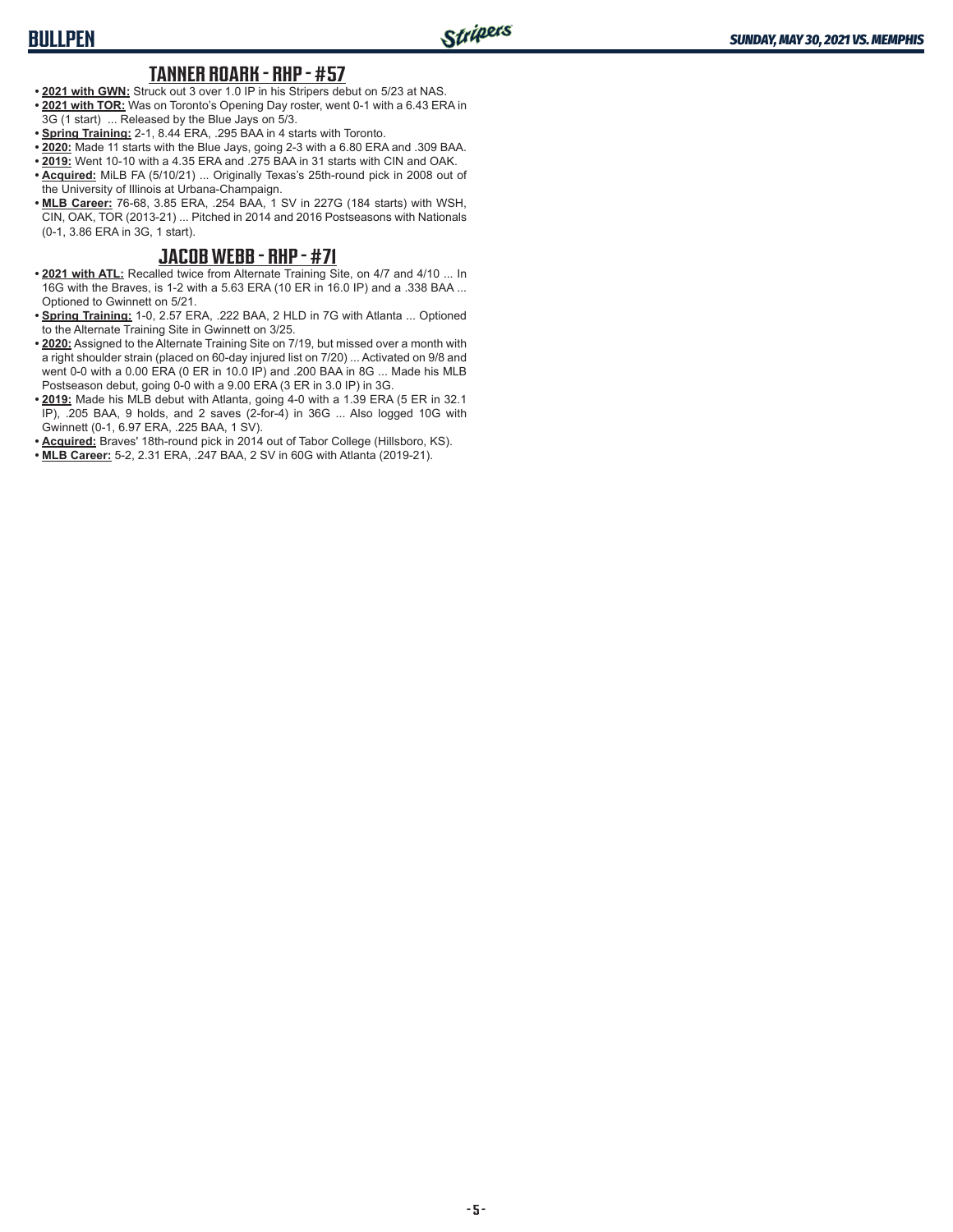## TANNER ROARK - RHP - #57

- **2021 with GWN:** Struck out 3 over 1.0 IP in his Stripers debut on 5/23 at NAS.
- **2021 with TOR:** Was on Toronto's Opening Day roster, went 0-1 with a 6.43 ERA in 3G (1 start) ... Released by the Blue Jays on 5/3.
- **Spring Training:** 2-1, 8.44 ERA, .295 BAA in 4 starts with Toronto.
- **2020:** Made 11 starts with the Blue Jays, going 2-3 with a 6.80 ERA and .309 BAA.
- **2019:** Went 10-10 with a 4.35 ERA and .275 BAA in 31 starts with CIN and OAK.
- **Acquired:** MiLB FA (5/10/21) ... Originally Texas's 25th-round pick in 2008 out of the University of Illinois at Urbana-Champaign.
- **MLB Career:** 76-68, 3.85 ERA, .254 BAA, 1 SV in 227G (184 starts) with WSH, CIN, OAK, TOR (2013-21) ... Pitched in 2014 and 2016 Postseasons with Nationals (0-1, 3.86 ERA in 3G, 1 start).

## JACOB WEBB - RHP - #71

- **2021 with ATL:** Recalled twice from Alternate Training Site, on 4/7 and 4/10 ... In 16G with the Braves, is 1-2 with a 5.63 ERA (10 ER in 16.0 IP) and a .338 BAA ... Optioned to Gwinnett on 5/21.
- **Spring Training:** 1-0, 2.57 ERA, .222 BAA, 2 HLD in 7G with Atlanta ... Optioned to the Alternate Training Site in Gwinnett on 3/25.
- **2020:** Assigned to the Alternate Training Site on 7/19, but missed over a month with a right shoulder strain (placed on 60-day injured list on 7/20) ... Activated on 9/8 and went 0-0 with a 0.00 ERA (0 ER in 10.0 IP) and .200 BAA in 8G ... Made his MLB Postseason debut, going 0-0 with a 9.00 ERA (3 ER in 3.0 IP) in 3G.
- **2019:** Made his MLB debut with Atlanta, going 4-0 with a 1.39 ERA (5 ER in 32.1 IP), .205 BAA, 9 holds, and 2 saves (2-for-4) in 36G ... Also logged 10G with Gwinnett (0-1, 6.97 ERA, .225 BAA, 1 SV).
- **Acquired:** Braves' 18th-round pick in 2014 out of Tabor College (Hillsboro, KS).
- **MLB Career:** 5-2, 2.31 ERA, .247 BAA, 2 SV in 60G with Atlanta (2019-21).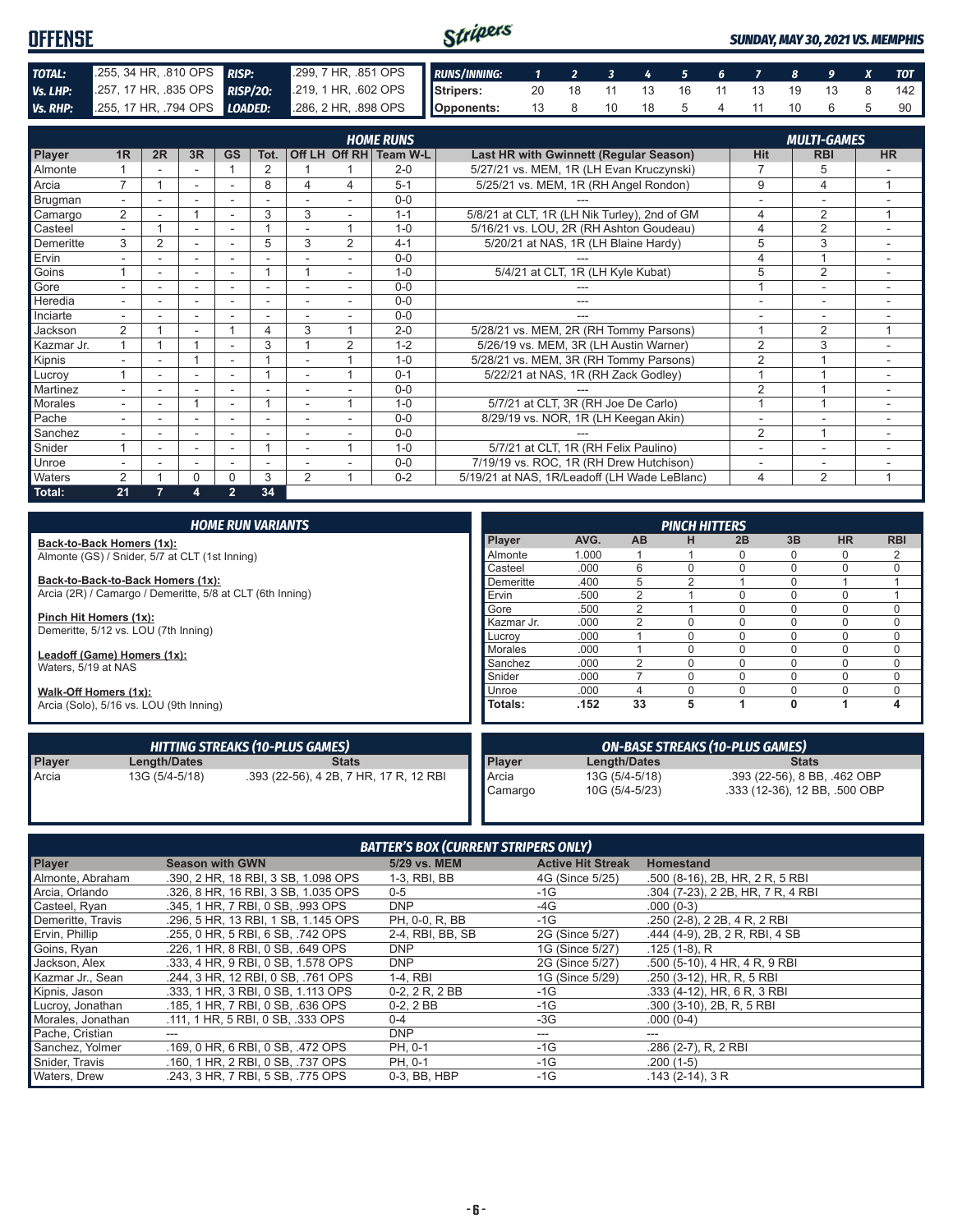# OFFENSE

*SUNDAY, MAY 30, 2021 VS. MEMPHIS*

| | | | |
|---|---|---|---|
| **TOTAL:** | .255, 34 HR, .810 OPS | **RISP:** | .299, 7 HR, .851 OPS |
| **Vs. LHP:** | .257, 17 HR, .835 OPS | **RISP/2O:** | .219, 1 HR, .602 OPS |
| **Vs. RHP:** | .255, 17 HR, .794 OPS | **LOADED:** | .286, 2 HR, .898 OPS |

| RUNS/INNING: | 1 | 2 | 3 | 4 | 5 | 6 | 7 | 8 | 9 | X | TOT |
|---|---|---|---|---|---|---|---|---|---|---|---|
| Stripers: | 20 | 18 | 11 | 13 | 16 | 11 | 13 | 19 | 13 | 8 | 142 |
| Opponents: | 13 | 8 | 10 | 18 | 5 | 4 | 11 | 10 | 6 | 5 | 90 |

| | HOME RUNS | | | | | | | | | MULTI-GAMES | | |
|---|---|---|---|---|---|---|---|---|---|---|---|---|
| Player | 1R | 2R | 3R | GS | Tot. | Off LH | Off RH | Team W-L | Last HR with Gwinnett (Regular Season) | Hit | RBI | HR |
| Almonte | 1 | - | - | 1 | 2 | 1 | 1 | 2-0 | 5/27/21 vs. MEM, 1R (LH Evan Kruczynski) | 7 | 5 | - |
| Arcia | 7 | 1 | - | - | 8 | 4 | 4 | 5-1 | 5/25/21 vs. MEM, 1R (RH Angel Rondon) | 9 | 4 | 1 |
| Brugman | - | - | - | - | - | - | - | 0-0 | --- | - | - | - |
| Camargo | 2 | - | 1 | - | 3 | 3 | - | 1-1 | 5/8/21 at CLT, 1R (LH Nik Turley), 2nd of GM | 4 | 2 | 1 |
| Casteel | - | 1 | - | - | 1 | - | 1 | 1-0 | 5/16/21 vs. LOU, 2R (RH Ashton Goudeau) | 4 | 2 | - |
| Demeritte | 3 | 2 | - | - | 5 | 3 | 2 | 4-1 | 5/20/21 at NAS, 1R (LH Blaine Hardy) | 5 | 3 | - |
| Ervin | - | - | - | - | - | - | - | 0-0 | --- | 4 | 1 | - |
| Goins | 1 | - | - | - | 1 | 1 | - | 1-0 | 5/4/21 at CLT, 1R (LH Kyle Kubat) | 5 | 2 | - |
| Gore | - | - | - | - | - | - | - | 0-0 | --- | 1 | - | - |
| Heredia | - | - | - | - | - | - | - | 0-0 | --- | - | - | - |
| Inciarte | - | - | - | - | - | - | - | 0-0 | --- | - | - | - |
| Jackson | 2 | 1 | - | 1 | 4 | 3 | 1 | 2-0 | 5/28/21 vs. MEM, 2R (RH Tommy Parsons) | 1 | 2 | 1 |
| Kazmar Jr. | 1 | 1 | 1 | - | 3 | 1 | 2 | 1-2 | 5/26/19 vs. MEM, 3R (LH Austin Warner) | 2 | 3 | - |
| Kipnis | - | - | 1 | - | 1 | - | 1 | 1-0 | 5/28/21 vs. MEM, 3R (RH Tommy Parsons) | 2 | 1 | - |
| Lucroy | 1 | - | - | - | 1 | - | 1 | 0-1 | 5/22/21 at NAS, 1R (RH Zack Godley) | 1 | 1 | - |
| Martinez | - | - | - | - | - | - | - | 0-0 | --- | 2 | 1 | - |
| Morales | - | - | 1 | - | 1 | - | 1 | 1-0 | 5/7/21 at CLT, 3R (RH Joe De Carlo) | 1 | 1 | - |
| Pache | - | - | - | - | - | - | - | 0-0 | 8/29/19 vs. NOR, 1R (LH Keegan Akin) | - | - | - |
| Sanchez | - | - | - | - | - | - | - | 0-0 | --- | 2 | 1 | - |
| Snider | 1 | - | - | - | 1 | - | 1 | 1-0 | 5/7/21 at CLT, 1R (RH Felix Paulino) | - | - | - |
| Unroe | - | - | - | - | - | - | - | 0-0 | 7/19/19 vs. ROC, 1R (RH Drew Hutchison) | - | - | - |
| Waters | 2 | 1 | 0 | 0 | 3 | 2 | 1 | 0-2 | 5/19/21 at NAS, 1R/Leadoff (LH Wade LeBlanc) | 4 | 2 | 1 |
| **Total:** | **21** | **7** | **4** | **2** | **34** | | | | | | | |

## HOME RUN VARIANTS

**Back-to-Back Homers (1x):**
Almonte (GS) / Snider, 5/7 at CLT (1st Inning)

**Back-to-Back-to-Back Homers (1x):**
Arcia (2R) / Camargo / Demeritte, 5/8 at CLT (6th Inning)

**Pinch Hit Homers (1x):**
Demeritte, 5/12 vs. LOU (7th Inning)

**Leadoff (Game) Homers (1x):**
Waters, 5/19 at NAS

**Walk-Off Homers (1x):**
Arcia (Solo), 5/16 vs. LOU (9th Inning)

## PINCH HITTERS

| Player | AVG. | AB | H | 2B | 3B | HR | RBI |
|---|---|---|---|---|---|---|---|
| Almonte | 1.000 | 1 | 1 | 0 | 0 | 0 | 2 |
| Casteel | .000 | 6 | 0 | 0 | 0 | 0 | 0 |
| Demeritte | .400 | 5 | 2 | 1 | 0 | 1 | 1 |
| Ervin | .500 | 2 | 1 | 0 | 0 | 0 | 1 |
| Gore | .500 | 2 | 1 | 0 | 0 | 0 | 0 |
| Kazmar Jr. | .000 | 2 | 0 | 0 | 0 | 0 | 0 |
| Lucroy | .000 | 1 | 0 | 0 | 0 | 0 | 0 |
| Morales | .000 | 1 | 0 | 0 | 0 | 0 | 0 |
| Sanchez | .000 | 2 | 0 | 0 | 0 | 0 | 0 |
| Snider | .000 | 7 | 0 | 0 | 0 | 0 | 0 |
| Unroe | .000 | 4 | 0 | 0 | 0 | 0 | 0 |
| **Totals:** | **.152** | **33** | **5** | **1** | **0** | **1** | **4** |

## HITTING STREAKS (10-PLUS GAMES)

| Player | Length/Dates | Stats |
|---|---|---|
| Arcia | 13G (5/4-5/18) | .393 (22-56), 4 2B, 7 HR, 17 R, 12 RBI |

## ON-BASE STREAKS (10-PLUS GAMES)

| Player | Length/Dates | Stats |
|---|---|---|
| Arcia | 13G (5/4-5/18) | .393 (22-56), 8 BB, .462 OBP |
| Camargo | 10G (5/4-5/23) | .333 (12-36), 12 BB, .500 OBP |

## BATTER'S BOX (CURRENT STRIPERS ONLY)

| Player | Season with GWN | 5/29 vs. MEM | Active Hit Streak | Homestand |
|---|---|---|---|---|
| Almonte, Abraham | .390, 2 HR, 18 RBI, 3 SB, 1.098 OPS | 1-3, RBI, BB | 4G (Since 5/25) | .500 (8-16), 2B, HR, 2 R, 5 RBI |
| Arcia, Orlando | .326, 8 HR, 16 RBI, 3 SB, 1.035 OPS | 0-5 | -1G | .304 (7-23), 2 2B, HR, 7 R, 4 RBI |
| Casteel, Ryan | .345, 1 HR, 7 RBI, 0 SB, .993 OPS | DNP | -4G | .000 (0-3) |
| Demeritte, Travis | .296, 5 HR, 13 RBI, 1 SB, 1.145 OPS | PH, 0-0, R, BB | -1G | .250 (2-8), 2 2B, 4 R, 2 RBI |
| Ervin, Phillip | .255, 0 HR, 5 RBI, 6 SB, .742 OPS | 2-4, RBI, BB, SB | 2G (Since 5/27) | .444 (4-9), 2B, 2 R, RBI, 4 SB |
| Goins, Ryan | .226, 1 HR, 8 RBI, 0 SB, .649 OPS | DNP | 1G (Since 5/27) | .125 (1-8), R |
| Jackson, Alex | .333, 4 HR, 9 RBI, 0 SB, 1.578 OPS | DNP | 2G (Since 5/27) | .500 (5-10), 4 HR, 4 R, 9 RBI |
| Kazmar Jr., Sean | .244, 3 HR, 12 RBI, 0 SB, .761 OPS | 1-4, RBI | 1G (Since 5/29) | .250 (3-12), HR, R, 5 RBI |
| Kipnis, Jason | .333, 1 HR, 3 RBI, 0 SB, 1.113 OPS | 0-2, 2 R, 2 BB | -1G | .333 (4-12), HR, 6 R, 3 RBI |
| Lucroy, Jonathan | .185, 1 HR, 7 RBI, 0 SB, .636 OPS | 0-2, 2 BB | -1G | .300 (3-10), 2B, R, 5 RBI |
| Morales, Jonathan | .111, 1 HR, 5 RBI, 0 SB, .333 OPS | 0-4 | -3G | .000 (0-4) |
| Pache, Cristian | --- | DNP | --- | --- |
| Sanchez, Yolmer | .169, 0 HR, 6 RBI, 0 SB, .472 OPS | PH, 0-1 | -1G | .286 (2-7), R, 2 RBI |
| Snider, Travis | .160, 1 HR, 2 RBI, 0 SB, .737 OPS | PH, 0-1 | -1G | .200 (1-5) |
| Waters, Drew | .243, 3 HR, 7 RBI, 5 SB, .775 OPS | 0-3, BB, HBP | -1G | .143 (2-14), 3 R |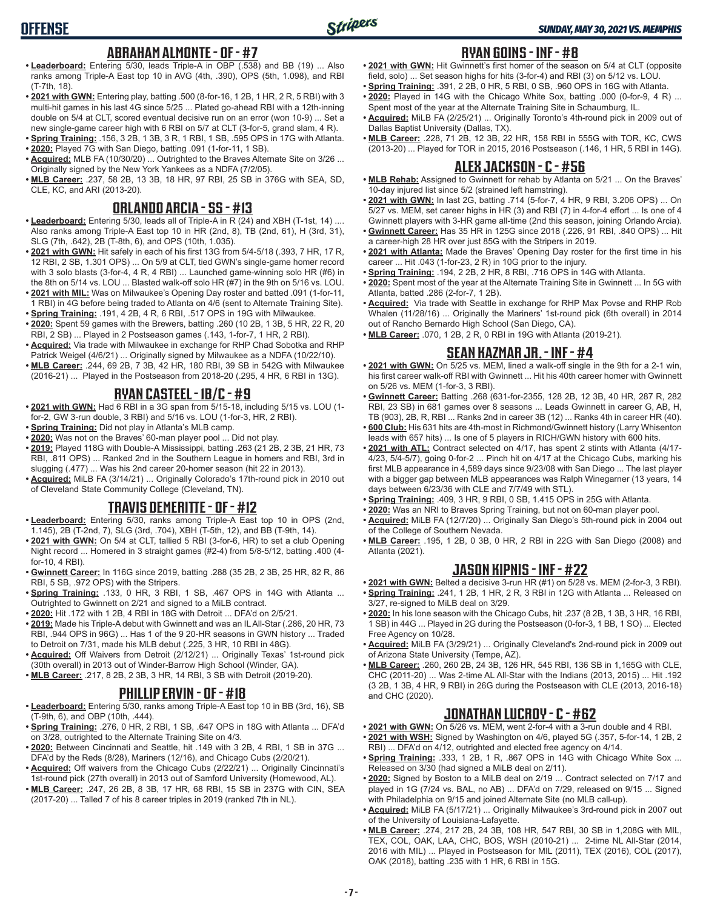## ABRAHAM ALMONTE - OF - #7

- **Leaderboard:** Entering 5/30, leads Triple-A in OBP (.538) and BB (19) ... Also ranks among Triple-A East top 10 in AVG (4th, .390), OPS (5th, 1.098), and RBI (T-7th, 18).
- **2021 with GWN:** Entering play, batting .500 (8-for-16, 1 2B, 1 HR, 2 R, 5 RBI) with 3 multi-hit games in his last 4G since 5/25 ... Plated go-ahead RBI with a 12th-inning double on 5/4 at CLT, scored eventual decisive run on an error (won 10-9) ... Set a new single-game career high with 6 RBI on 5/7 at CLT (3-for-5, grand slam, 4 R).
- **Spring Training:** .156, 3 2B, 1 3B, 3 R, 1 RBI, 1 SB, .595 OPS in 17G with Atlanta.
- **2020:** Played 7G with San Diego, batting .091 (1-for-11, 1 SB).
- **Acquired:** MLB FA (10/30/20) ... Outrighted to the Braves Alternate Site on 3/26 ... Originally signed by the New York Yankees as a NDFA (7/2/05).
- **MLB Career:** .237, 58 2B, 13 3B, 18 HR, 97 RBI, 25 SB in 376G with SEA, SD, CLE, KC, and ARI (2013-20).

## ORLANDO ARCIA - SS - #13

- **Leaderboard:** Entering 5/30, leads all of Triple-A in R (24) and XBH (T-1st, 14) .... Also ranks among Triple-A East top 10 in HR (2nd, 8), TB (2nd, 61), H (3rd, 31), SLG (7th, .642), 2B (T-8th, 6), and OPS (10th, 1.035).
- **2021 with GWN:** Hit safely in each of his first 13G from 5/4-5/18 (.393, 7 HR, 17 R, 12 RBI, 2 SB, 1.301 OPS) ... On 5/9 at CLT, tied GWN's single-game homer record with 3 solo blasts (3-for-4, 4 R, 4 RBI) ... Launched game-winning solo HR (#6) in the 8th on 5/14 vs. LOU ... Blasted walk-off solo HR (#7) in the 9th on 5/16 vs. LOU.
- **2021 with MIL:** Was on Milwaukee's Opening Day roster and batted .091 (1-for-11, 1 RBI) in 4G before being traded to Atlanta on 4/6 (sent to Alternate Training Site).
- **Spring Training:** .191, 4 2B, 4 R, 6 RBI, .517 OPS in 19G with Milwaukee.
- **2020:** Spent 59 games with the Brewers, batting .260 (10 2B, 1 3B, 5 HR, 22 R, 20 RBI, 2 SB) ... Played in 2 Postseason games (.143, 1-for-7, 1 HR, 2 RBI).
- **Acquired:** Via trade with Milwaukee in exchange for RHP Chad Sobotka and RHP Patrick Weigel (4/6/21) ... Originally signed by Milwaukee as a NDFA (10/22/10).
- **MLB Career:** .244, 69 2B, 7 3B, 42 HR, 180 RBI, 39 SB in 542G with Milwaukee (2016-21) ... Played in the Postseason from 2018-20 (.295, 4 HR, 6 RBI in 13G).

## RYAN CASTEEL - 1B/C - #9

- **2021 with GWN:** Had 6 RBI in a 3G span from 5/15-18, including 5/15 vs. LOU (1-for-2, GW 3-run double, 3 RBI) and 5/16 vs. LOU (1-for-3, HR, 2 RBI).
- **Spring Training:** Did not play in Atlanta's MLB camp.
- **2020:** Was not on the Braves' 60-man player pool ... Did not play.
- **2019:** Played 118G with Double-A Mississippi, batting .263 (21 2B, 2 3B, 21 HR, 73 RBI, .811 OPS) ... Ranked 2nd in the Southern League in homers and RBI, 3rd in slugging (.477) ... Was his 2nd career 20-homer season (hit 22 in 2013).
- **Acquired:** MiLB FA (3/14/21) ... Originally Colorado's 17th-round pick in 2010 out of Cleveland State Community College (Cleveland, TN).

## TRAVIS DEMERITTE - OF - #12

- **Leaderboard:** Entering 5/30, ranks among Triple-A East top 10 in OPS (2nd, 1.145), 2B (T-2nd, 7), SLG (3rd, .704), XBH (T-5th, 12), and BB (T-9th, 14).
- **2021 with GWN:** On 5/4 at CLT, tallied 5 RBI (3-for-6, HR) to set a club Opening Night record ... Homered in 3 straight games (#2-4) from 5/8-5/12, batting .400 (4-for-10, 4 RBI).
- **Gwinnett Career:** In 116G since 2019, batting .288 (35 2B, 2 3B, 25 HR, 82 R, 86 RBI, 5 SB, .972 OPS) with the Stripers.
- **Spring Training:** .133, 0 HR, 3 RBI, 1 SB, .467 OPS in 14G with Atlanta ... Outrighted to Gwinnett on 2/21 and signed to a MiLB contract.
- **2020:** Hit .172 with 1 2B, 4 RBI in 18G with Detroit ... DFA'd on 2/5/21.
- **2019:** Made his Triple-A debut with Gwinnett and was an IL All-Star (.286, 20 HR, 73 RBI, .944 OPS in 96G) ... Has 1 of the 9 20-HR seasons in GWN history ... Traded to Detroit on 7/31, made his MLB debut (.225, 3 HR, 10 RBI in 48G).
- **Acquired:** Off Waivers from Detroit (2/12/21) ... Originally Texas' 1st-round pick (30th overall) in 2013 out of Winder-Barrow High School (Winder, GA).
- **MLB Career:** .217, 8 2B, 2 3B, 3 HR, 14 RBI, 3 SB with Detroit (2019-20).

## PHILLIP ERVIN - OF - #18

- **Leaderboard:** Entering 5/30, ranks among Triple-A East top 10 in BB (3rd, 16), SB (T-9th, 6), and OBP (10th, .444).
- **Spring Training:** .276, 0 HR, 2 RBI, 1 SB, .647 OPS in 18G with Atlanta ... DFA'd on 3/28, outrighted to the Alternate Training Site on 4/3.
- **2020:** Between Cincinnati and Seattle, hit .149 with 3 2B, 4 RBI, 1 SB in 37G ... DFA'd by the Reds (8/28), Mariners (12/16), and Chicago Cubs (2/20/21).
- **Acquired:** Off waivers from the Chicago Cubs (2/22/21) ... Originally Cincinnati's 1st-round pick (27th overall) in 2013 out of Samford University (Homewood, AL).
- **MLB Career:** .247, 26 2B, 8 3B, 17 HR, 68 RBI, 15 SB in 237G with CIN, SEA (2017-20) ... Talled 7 of his 8 career triples in 2019 (ranked 7th in NL).

## RYAN GOINS - INF - #8

- **2021 with GWN:** Hit Gwinnett's first homer of the season on 5/4 at CLT (opposite field, solo) ... Set season highs for hits (3-for-4) and RBI (3) on 5/12 vs. LOU.
- **Spring Training:** .391, 2 2B, 0 HR, 5 RBI, 0 SB, .960 OPS in 16G with Atlanta.
- **2020:** Played in 14G with the Chicago White Sox, batting .000 (0-for-9, 4 R) ... Spent most of the year at the Alternate Training Site in Schaumburg, IL.
- **Acquired:** MiLB FA (2/25/21) ... Originally Toronto's 4th-round pick in 2009 out of Dallas Baptist University (Dallas, TX).
- **MLB Career:** .228, 71 2B, 12 3B, 22 HR, 158 RBI in 555G with TOR, KC, CWS (2013-20) ... Played for TOR in 2015, 2016 Postseason (.146, 1 HR, 5 RBI in 14G).

## ALEX JACKSON - C - #56

- **MLB Rehab:** Assigned to Gwinnett for rehab by Atlanta on 5/21 ... On the Braves' 10-day injured list since 5/2 (strained left hamstring).
- **2021 with GWN:** In last 2G, batting .714 (5-for-7, 4 HR, 9 RBI, 3.206 OPS) ... On 5/27 vs. MEM, set career highs in HR (3) and RBI (7) in 4-for-4 effort ... Is one of 4 Gwinnett players with 3-HR game all-time (2nd this season, joining Orlando Arcia).
- **Gwinnett Career:** Has 35 HR in 125G since 2018 (.226, 91 RBI, .840 OPS) ... Hit a career-high 28 HR over just 85G with the Stripers in 2019.
- **2021 with Atlanta:** Made the Braves' Opening Day roster for the first time in his career ... Hit .043 (1-for-23, 2 R) in 10G prior to the injury.
- **Spring Training:** .194, 2 2B, 2 HR, 8 RBI, .716 OPS in 14G with Atlanta.
- **2020:** Spent most of the year at the Alternate Training Site in Gwinnett ... In 5G with Atlanta, batted .286 (2-for-7, 1 2B).
- **Acquired:** Via trade with Seattle in exchange for RHP Max Povse and RHP Rob Whalen (11/28/16) ... Originally the Mariners' 1st-round pick (6th overall) in 2014 out of Rancho Bernardo High School (San Diego, CA).
- **MLB Career:** .070, 1 2B, 2 R, 0 RBI in 19G with Atlanta (2019-21).

## SEAN KAZMAR JR. - INF - #4

- **2021 with GWN:** On 5/25 vs. MEM, lined a walk-off single in the 9th for a 2-1 win, his first career walk-off RBI with Gwinnett ... Hit his 40th career homer with Gwinnett on 5/26 vs. MEM (1-for-3, 3 RBI).
- **Gwinnett Career:** Batting .268 (631-for-2355, 128 2B, 12 3B, 40 HR, 287 R, 282 RBI, 23 SB) in 681 games over 8 seasons ... Leads Gwinnett in career G, AB, H, TB (903), 2B, R, RBI ... Ranks 2nd in career 3B (12) ... Ranks 4th in career HR (40).
- **600 Club:** His 631 hits are 4th-most in Richmond/Gwinnett history (Larry Whisenton leads with 657 hits) ... Is one of 5 players in RICH/GWN history with 600 hits.
- **2021 with ATL:** Contract selected on 4/17, has spent 2 stints with Atlanta (4/17-4/23, 5/4-5/7), going 0-for-2 ... Pinch hit on 4/17 at the Chicago Cubs, marking his first MLB appearance in 4,589 days since 9/23/08 with San Diego ... The last player with a bigger gap between MLB appearances was Ralph Winegarner (13 years, 14 days between 6/23/36 with CLE and 7/7/49 with STL).
- **Spring Training:** .409, 3 HR, 9 RBI, 0 SB, 1.415 OPS in 25G with Atlanta.
- **2020:** Was an NRI to Braves Spring Training, but not on 60-man player pool.
- **Acquired:** MiLB FA (12/7/20) ... Originally San Diego's 5th-round pick in 2004 out of the College of Southern Nevada.
- **MLB Career:** .195, 1 2B, 0 3B, 0 HR, 2 RBI in 22G with San Diego (2008) and Atlanta (2021).

## JASON KIPNIS - INF - #22

- **2021 with GWN:** Belted a decisive 3-run HR (#1) on 5/28 vs. MEM (2-for-3, 3 RBI).
- **Spring Training:** .241, 1 2B, 1 HR, 2 R, 3 RBI in 12G with Atlanta ... Released on 3/27, re-signed to MiLB deal on 3/29.
- **2020:** In his lone season with the Chicago Cubs, hit .237 (8 2B, 1 3B, 3 HR, 16 RBI, 1 SB) in 44G ... Played in 2G during the Postseason (0-for-3, 1 BB, 1 SO) ... Elected Free Agency on 10/28.
- **Acquired:** MiLB FA (3/29/21) ... Originally Cleveland's 2nd-round pick in 2009 out of Arizona State University (Tempe, AZ).
- **MLB Career:** .260, 260 2B, 24 3B, 126 HR, 545 RBI, 136 SB in 1,165G with CLE, CHC (2011-20) ... Was 2-time AL All-Star with the Indians (2013, 2015) ... Hit .192 (3 2B, 1 3B, 4 HR, 9 RBI) in 26G during the Postseason with CLE (2013, 2016-18) and CHC (2020).

## JONATHAN LUCROY - C - #62

- **2021 with GWN:** On 5/26 vs. MEM, went 2-for-4 with a 3-run double and 4 RBI.
- **2021 with WSH:** Signed by Washington on 4/6, played 5G (.357, 5-for-14, 1 2B, 2 RBI) ... DFA'd on 4/12, outrighted and elected free agency on 4/14.
- **Spring Training:** .333, 1 2B, 1 R, .867 OPS in 14G with Chicago White Sox ... Released on 3/30 (had signed a MiLB deal on 2/11).
- **2020:** Signed by Boston to a MiLB deal on 2/19 ... Contract selected on 7/17 and played in 1G (7/24 vs. BAL, no AB) ... DFA'd on 7/29, released on 9/15 ... Signed with Philadelphia on 9/15 and joined Alternate Site (no MLB call-up).
- **Acquired:** MiLB FA (5/17/21) ... Originally Milwaukee's 3rd-round pick in 2007 out of the University of Louisiana-Lafayette.
- **MLB Career:** .274, 217 2B, 24 3B, 108 HR, 547 RBI, 30 SB in 1,208G with MIL, TEX, COL, OAK, LAA, CHC, BOS, WSH (2010-21) ... 2-time NL All-Star (2014, 2016 with MIL) ... Played in Postseason for MIL (2011), TEX (2016), COL (2017), OAK (2018), batting .235 with 1 HR, 6 RBI in 15G.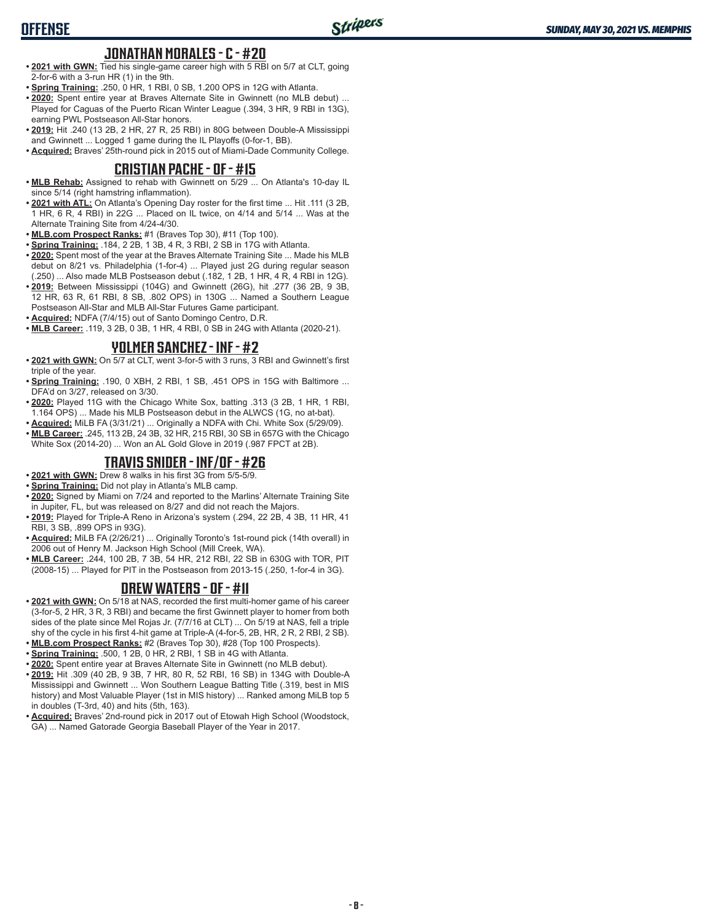## JONATHAN MORALES - C - #20

- **2021 with GWN:** Tied his single-game career high with 5 RBI on 5/7 at CLT, going 2-for-6 with a 3-run HR (1) in the 9th.
- **Spring Training:** .250, 0 HR, 1 RBI, 0 SB, 1.200 OPS in 12G with Atlanta.
- **2020:** Spent entire year at Braves Alternate Site in Gwinnett (no MLB debut) ... Played for Caguas of the Puerto Rican Winter League (.394, 3 HR, 9 RBI in 13G), earning PWL Postseason All-Star honors.
- **2019:** Hit .240 (13 2B, 2 HR, 27 R, 25 RBI) in 80G between Double-A Mississippi and Gwinnett ... Logged 1 game during the IL Playoffs (0-for-1, BB).
- **Acquired:** Braves' 25th-round pick in 2015 out of Miami-Dade Community College.

## CRISTIAN PACHE - OF - #15

- **MLB Rehab:** Assigned to rehab with Gwinnett on 5/29 ... On Atlanta's 10-day IL since 5/14 (right hamstring inflammation).
- **2021 with ATL:** On Atlanta's Opening Day roster for the first time ... Hit .111 (3 2B, 1 HR, 6 R, 4 RBI) in 22G ... Placed on IL twice, on 4/14 and 5/14 ... Was at the Alternate Training Site from 4/24-4/30.
- **MLB.com Prospect Ranks:** #1 (Braves Top 30), #11 (Top 100).
- **Spring Training:** .184, 2 2B, 1 3B, 4 R, 3 RBI, 2 SB in 17G with Atlanta.
- **2020:** Spent most of the year at the Braves Alternate Training Site ... Made his MLB debut on 8/21 vs. Philadelphia (1-for-4) ... Played just 2G during regular season (.250) ... Also made MLB Postseason debut (.182, 1 2B, 1 HR, 4 R, 4 RBI in 12G).
- **2019:** Between Mississippi (104G) and Gwinnett (26G), hit .277 (36 2B, 9 3B, 12 HR, 63 R, 61 RBI, 8 SB, .802 OPS) in 130G ... Named a Southern League Postseason All-Star and MLB All-Star Futures Game participant.
- **Acquired:** NDFA (7/4/15) out of Santo Domingo Centro, D.R.
- **MLB Career:** .119, 3 2B, 0 3B, 1 HR, 4 RBI, 0 SB in 24G with Atlanta (2020-21).

## YOLMER SANCHEZ - INF - #2

- **2021 with GWN:** On 5/7 at CLT, went 3-for-5 with 3 runs, 3 RBI and Gwinnett's first triple of the year.
- **Spring Training:** .190, 0 XBH, 2 RBI, 1 SB, .451 OPS in 15G with Baltimore ... DFA'd on 3/27, released on 3/30.
- **2020:** Played 11G with the Chicago White Sox, batting .313 (3 2B, 1 HR, 1 RBI, 1.164 OPS) ... Made his MLB Postseason debut in the ALWCS (1G, no at-bat).
- **Acquired:** MiLB FA (3/31/21) ... Originally a NDFA with Chi. White Sox (5/29/09).
- **MLB Career:** .245, 113 2B, 24 3B, 32 HR, 215 RBI, 30 SB in 657G with the Chicago White Sox (2014-20) ... Won an AL Gold Glove in 2019 (.987 FPCT at 2B).

## TRAVIS SNIDER - INF/OF - #26

- **2021 with GWN:** Drew 8 walks in his first 3G from 5/5-5/9.
- **Spring Training:** Did not play in Atlanta's MLB camp.
- **2020:** Signed by Miami on 7/24 and reported to the Marlins' Alternate Training Site in Jupiter, FL, but was released on 8/27 and did not reach the Majors.
- **2019:** Played for Triple-A Reno in Arizona's system (.294, 22 2B, 4 3B, 11 HR, 41 RBI, 3 SB, .899 OPS in 93G).
- **Acquired:** MiLB FA (2/26/21) ... Originally Toronto's 1st-round pick (14th overall) in 2006 out of Henry M. Jackson High School (Mill Creek, WA).
- **MLB Career:** .244, 100 2B, 7 3B, 54 HR, 212 RBI, 22 SB in 630G with TOR, PIT (2008-15) ... Played for PIT in the Postseason from 2013-15 (.250, 1-for-4 in 3G).

## DREW WATERS - OF - #11

- **2021 with GWN:** On 5/18 at NAS, recorded the first multi-homer game of his career (3-for-5, 2 HR, 3 R, 3 RBI) and became the first Gwinnett player to homer from both sides of the plate since Mel Rojas Jr. (7/7/16 at CLT) ... On 5/19 at NAS, fell a triple shy of the cycle in his first 4-hit game at Triple-A (4-for-5, 2B, HR, 2 R, 2 RBI, 2 SB).
- **MLB.com Prospect Ranks:** #2 (Braves Top 30), #28 (Top 100 Prospects).
- **Spring Training:** .500, 1 2B, 0 HR, 2 RBI, 1 SB in 4G with Atlanta.
- **2020:** Spent entire year at Braves Alternate Site in Gwinnett (no MLB debut).
- **2019:** Hit .309 (40 2B, 9 3B, 7 HR, 80 R, 52 RBI, 16 SB) in 134G with Double-A Mississippi and Gwinnett ... Won Southern League Batting Title (.319, best in MIS history) and Most Valuable Player (1st in MIS history) ... Ranked among MiLB top 5 in doubles (T-3rd, 40) and hits (5th, 163).
- **Acquired:** Braves' 2nd-round pick in 2017 out of Etowah High School (Woodstock, GA) ... Named Gatorade Georgia Baseball Player of the Year in 2017.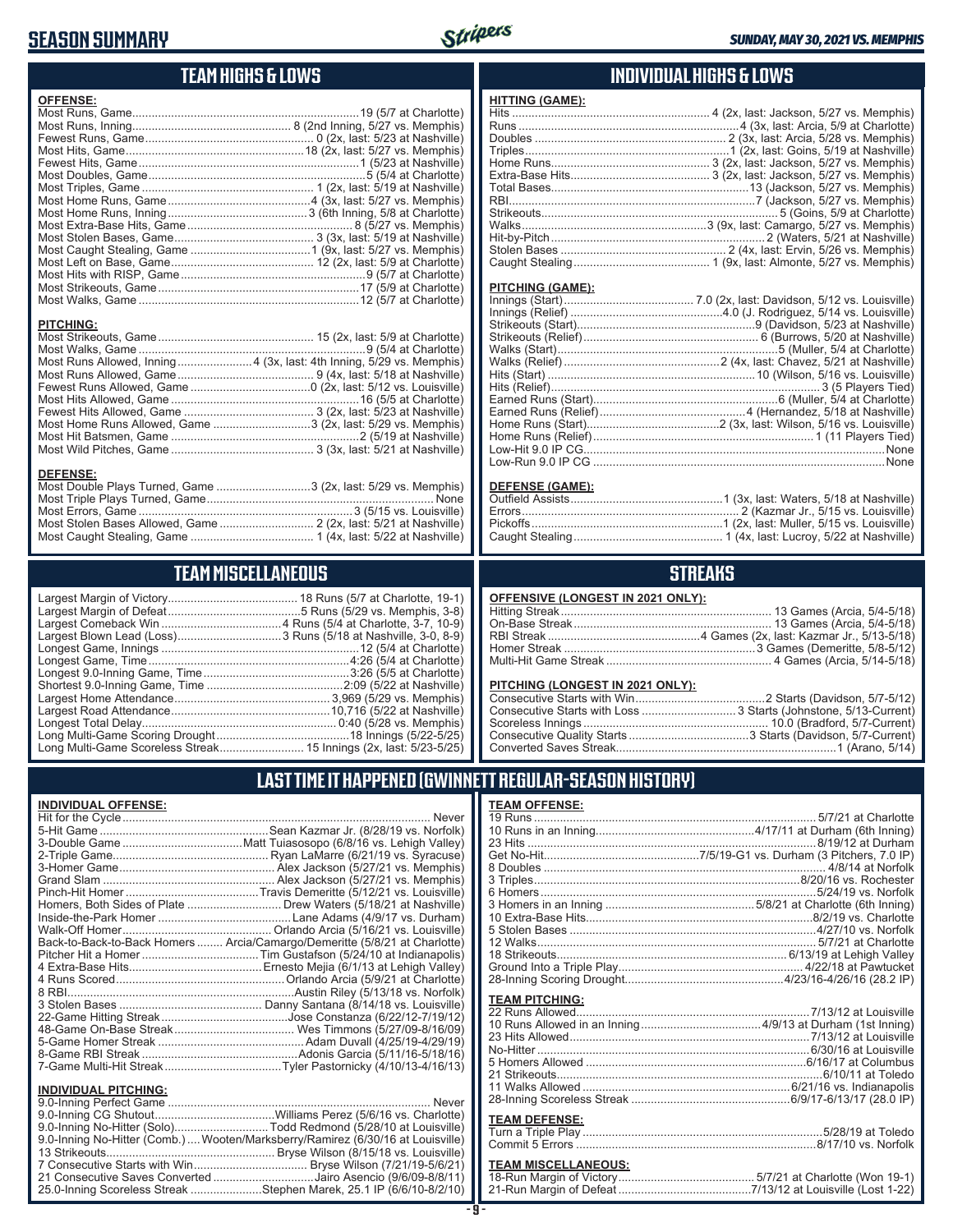# SEASON SUMMARY

*SUNDAY, MAY 30, 2021 VS. MEMPHIS*

## TEAM HIGHS & LOWS

**OFFENSE:**

| | |
|---|---|
| Most Runs, Game | 19 (5/7 at Charlotte) |
| Most Runs, Inning | 8 (2nd Inning, 5/27 vs. Memphis) |
| Fewest Runs, Game | 0 (2x, last: 5/23 at Nashville) |
| Most Hits, Game | 18 (2x, last: 5/27 vs. Memphis) |
| Fewest Hits, Game | 1 (5/23 at Nashville) |
| Most Doubles, Game | 5 (5/4 at Charlotte) |
| Most Triples, Game | 1 (2x, last: 5/19 at Nashville) |
| Most Home Runs, Game | 4 (3x, last: 5/27 vs. Memphis) |
| Most Home Runs, Inning | 3 (6th Inning, 5/8 at Charlotte) |
| Most Extra-Base Hits, Game | 8 (5/27 vs. Memphis) |
| Most Stolen Bases, Game | 3 (3x, last: 5/19 at Nashville) |
| Most Caught Stealing, Game | 1 (9x, last: 5/27 vs. Memphis) |
| Most Left on Base, Game | 12 (2x, last: 5/9 at Charlotte) |
| Most Hits with RISP, Game | 9 (5/7 at Charlotte) |
| Most Strikeouts, Game | 17 (5/9 at Charlotte) |
| Most Walks, Game | 12 (5/7 at Charlotte) |

**PITCHING:**

| | |
|---|---|
| Most Strikeouts, Game | 15 (2x, last: 5/9 at Charlotte) |
| Most Walks, Game | 9 (5/4 at Charlotte) |
| Most Runs Allowed, Inning | 4 (3x, last: 4th Inning, 5/29 vs. Memphis) |
| Most Runs Allowed, Game | 9 (4x, last: 5/18 at Nashville) |
| Fewest Runs Allowed, Game | 0 (2x, last: 5/12 vs. Louisville) |
| Most Hits Allowed, Game | 16 (5/5 at Charlotte) |
| Fewest Hits Allowed, Game | 3 (2x, last: 5/23 at Nashville) |
| Most Home Runs Allowed, Game | 3 (2x, last: 5/29 vs. Memphis) |
| Most Hit Batsmen, Game | 2 (5/19 at Nashville) |
| Most Wild Pitches, Game | 3 (3x, last: 5/21 at Nashville) |

**DEFENSE:**

| | |
|---|---|
| Most Double Plays Turned, Game | 3 (2x, last: 5/29 vs. Memphis) |
| Most Triple Plays Turned, Game | None |
| Most Errors, Game | 3 (5/15 vs. Louisville) |
| Most Stolen Bases Allowed, Game | 2 (2x, last: 5/21 at Nashville) |
| Most Caught Stealing, Game | 1 (4x, last: 5/22 at Nashville) |

## INDIVIDUAL HIGHS & LOWS

**HITTING (GAME):**

| | |
|---|---|
| Hits | 4 (2x, last: Jackson, 5/27 vs. Memphis) |
| Runs | 4 (3x, last: Arcia, 5/9 at Charlotte) |
| Doubles | 2 (3x, last: Arcia, 5/28 vs. Memphis) |
| Triples | 1 (2x, last: Goins, 5/19 at Nashville) |
| Home Runs | 3 (2x, last: Jackson, 5/27 vs. Memphis) |
| Extra-Base Hits | 3 (2x, last: Jackson, 5/27 vs. Memphis) |
| Total Bases | 13 (Jackson, 5/27 vs. Memphis) |
| RBI | 7 (Jackson, 5/27 vs. Memphis) |
| Strikeouts | 5 (Goins, 5/9 at Charlotte) |
| Walks | 3 (9x, last: Camargo, 5/27 vs. Memphis) |
| Hit-by-Pitch | 2 (Waters, 5/21 at Nashville) |
| Stolen Bases | 2 (4x, last: Ervin, 5/26 vs. Memphis) |
| Caught Stealing | 1 (9x, last: Almonte, 5/27 vs. Memphis) |

**PITCHING (GAME):**

| | |
|---|---|
| Innings (Start) | 7.0 (2x, last: Davidson, 5/12 vs. Louisville) |
| Innings (Relief) | 4.0 (J. Rodriguez, 5/14 vs. Louisville) |
| Strikeouts (Start) | 9 (Davidson, 5/23 at Nashville) |
| Strikeouts (Relief) | 6 (Burrows, 5/20 at Nashville) |
| Walks (Start) | 5 (Muller, 5/4 at Charlotte) |
| Walks (Relief) | 2 (4x, last: Chavez, 5/21 at Nashville) |
| Hits (Start) | 10 (Wilson, 5/16 vs. Louisville) |
| Hits (Relief) | 3 (5 Players Tied) |
| Earned Runs (Start) | 6 (Muller, 5/4 at Charlotte) |
| Earned Runs (Relief) | 4 (Hernandez, 5/18 at Nashville) |
| Home Runs (Start) | 2 (3x, last: Wilson, 5/16 vs. Louisville) |
| Home Runs (Relief) | 1 (11 Players Tied) |
| Low-Hit 9.0 IP CG | None |
| Low-Run 9.0 IP CG | None |

**DEFENSE (GAME):**

| | |
|---|---|
| Outfield Assists | 1 (3x, last: Waters, 5/18 at Nashville) |
| Errors | 2 (Kazmar Jr., 5/15 vs. Louisville) |
| Pickoffs | 1 (2x, last: Muller, 5/15 vs. Louisville) |
| Caught Stealing | 1 (4x, last: Lucroy, 5/22 at Nashville) |

## TEAM MISCELLANEOUS

| | |
|---|---|
| Largest Margin of Victory | 18 Runs (5/7 at Charlotte, 19-1) |
| Largest Margin of Defeat | 5 Runs (5/29 vs. Memphis, 3-8) |
| Largest Comeback Win | 4 Runs (5/4 at Charlotte, 3-7, 10-9) |
| Largest Blown Lead (Loss) | 3 Runs (5/18 at Nashville, 3-0, 8-9) |
| Longest Game, Innings | 12 (5/4 at Charlotte) |
| Longest Game, Time | 4:26 (5/4 at Charlotte) |
| Longest 9.0-Inning Game, Time | 3:26 (5/5 at Charlotte) |
| Shortest 9.0-Inning Game, Time | 2:09 (5/22 at Nashville) |
| Largest Home Attendance | 3,969 (5/29 vs. Memphis) |
| Largest Road Attendance | 10,716 (5/22 at Nashville) |
| Longest Total Delay | 0:40 (5/28 vs. Memphis) |
| Long Multi-Game Scoring Drought | 18 Innings (5/22-5/25) |
| Long Multi-Game Scoreless Streak | 15 Innings (2x, last: 5/23-5/25) |

## STREAKS

**OFFENSIVE (LONGEST IN 2021 ONLY):**

| | |
|---|---|
| Hitting Streak | 13 Games (Arcia, 5/4-5/18) |
| On-Base Streak | 13 Games (Arcia, 5/4-5/18) |
| RBI Streak | 4 Games (2x, last: Kazmar Jr., 5/13-5/18) |
| Homer Streak | 3 Games (Demeritte, 5/8-5/12) |
| Multi-Hit Game Streak | 4 Games (Arcia, 5/14-5/18) |

**PITCHING (LONGEST IN 2021 ONLY):**

| | |
|---|---|
| Consecutive Starts with Win | 2 Starts (Davidson, 5/7-5/12) |
| Consecutive Starts with Loss | 3 Starts (Johnstone, 5/13-Current) |
| Scoreless Innings | 10.0 (Bradford, 5/7-Current) |
| Consecutive Quality Starts | 3 Starts (Davidson, 5/7-Current) |
| Converted Saves Streak | 1 (Arano, 5/14) |

## LAST TIME IT HAPPENED (GWINNETT REGULAR-SEASON HISTORY)

**INDIVIDUAL OFFENSE:**

| | |
|---|---|
| Hit for the Cycle | Never |
| 5-Hit Game | Sean Kazmar Jr. (8/28/19 vs. Norfolk) |
| 3-Double Game | Matt Tuiasosopo (6/8/16 vs. Lehigh Valley) |
| 2-Triple Game | Ryan LaMarre (6/21/19 vs. Syracuse) |
| 3-Homer Game | Alex Jackson (5/27/21 vs. Memphis) |
| Grand Slam | Alex Jackson (5/27/21 vs. Memphis) |
| Pinch-Hit Homer | Travis Demeritte (5/12/21 vs. Louisville) |
| Homers, Both Sides of Plate | Drew Waters (5/18/21 at Nashville) |
| Inside-the-Park Homer | Lane Adams (4/9/17 vs. Durham) |
| Walk-Off Homer | Orlando Arcia (5/16/21 vs. Louisville) |
| Back-to-Back-to-Back Homers | Arcia/Camargo/Demeritte (5/8/21 at Charlotte) |
| Pitcher Hit a Homer | Tim Gustafson (5/24/10 at Indianapolis) |
| 4 Extra-Base Hits | Ernesto Mejia (6/1/13 at Lehigh Valley) |
| 4 Runs Scored | Orlando Arcia (5/9/21 at Charlotte) |
| 8 RBI | Austin Riley (5/13/18 vs. Norfolk) |
| 3 Stolen Bases | Danny Santana (8/14/18 vs. Louisville) |
| 22-Game Hitting Streak | Jose Constanza (6/22/12-7/19/12) |
| 48-Game On-Base Streak | Wes Timmons (5/27/09-8/16/09) |
| 5-Game Homer Streak | Adam Duvall (4/25/19-4/29/19) |
| 8-Game RBI Streak | Adonis Garcia (5/11/16-5/18/16) |
| 7-Game Multi-Hit Streak | Tyler Pastornicky (4/10/13-4/16/13) |

**INDIVIDUAL PITCHING:**

| | |
|---|---|
| 9.0-Inning Perfect Game | Never |
| 9.0-Inning CG Shutout | Williams Perez (5/6/16 vs. Charlotte) |
| 9.0-Inning No-Hitter (Solo) | Todd Redmond (5/28/10 at Louisville) |
| 9.0-Inning No-Hitter (Comb.) | Wooten/Marksberry/Ramirez (6/30/16 at Louisville) |
| 13 Strikeouts | Bryse Wilson (8/15/18 vs. Louisville) |
| 7 Consecutive Starts with Win | Bryse Wilson (7/21/19-5/6/21) |
| 21 Consecutive Saves Converted | Jairo Asencio (9/6/09-8/8/11) |
| 25.0-Inning Scoreless Streak | Stephen Marek, 25.1 IP (6/6/10-8/2/10) |

**TEAM OFFENSE:**

| | |
|---|---|
| 19 Runs | 5/7/21 at Charlotte |
| 10 Runs in an Inning | 4/17/11 at Durham (6th Inning) |
| 23 Hits | 8/19/12 at Durham |
| Get No-Hit | 7/5/19-G1 vs. Durham (3 Pitchers, 7.0 IP) |
| 8 Doubles | 4/8/14 at Norfolk |
| 3 Triples | 8/20/16 vs. Rochester |
| 6 Homers | 5/24/19 vs. Norfolk |
| 3 Homers in an Inning | 5/8/21 at Charlotte (6th Inning) |
| 10 Extra-Base Hits | 8/2/19 vs. Charlotte |
| 5 Stolen Bases | 4/27/10 vs. Norfolk |
| 12 Walks | 5/7/21 at Charlotte |
| 18 Strikeouts | 6/13/19 at Lehigh Valley |
| Ground Into a Triple Play | 4/22/18 at Pawtucket |
| 28-Inning Scoring Drought | 4/23/16-4/26/16 (28.2 IP) |

**TEAM PITCHING:**

| | |
|---|---|
| 22 Runs Allowed | 7/13/12 at Louisville |
| 10 Runs Allowed in an Inning | 4/9/13 at Durham (1st Inning) |
| 23 Hits Allowed | 7/13/12 at Louisville |
| No-Hitter | 6/30/16 at Louisville |
| 5 Homers Allowed | 6/16/17 at Columbus |
| 21 Strikeouts | 6/10/11 at Toledo |
| 11 Walks Allowed | 6/21/16 vs. Indianapolis |
| 28-Inning Scoreless Streak | 6/9/17-6/13/17 (28.0 IP) |

**TEAM DEFENSE:**

| | |
|---|---|
| Turn a Triple Play | 5/28/19 at Toledo |
| Commit 5 Errors | 8/17/10 vs. Norfolk |

**TEAM MISCELLANEOUS:**

| | |
|---|---|
| 18-Run Margin of Victory | 5/7/21 at Charlotte (Won 19-1) |
| 21-Run Margin of Defeat | 7/13/12 at Louisville (Lost 1-22) |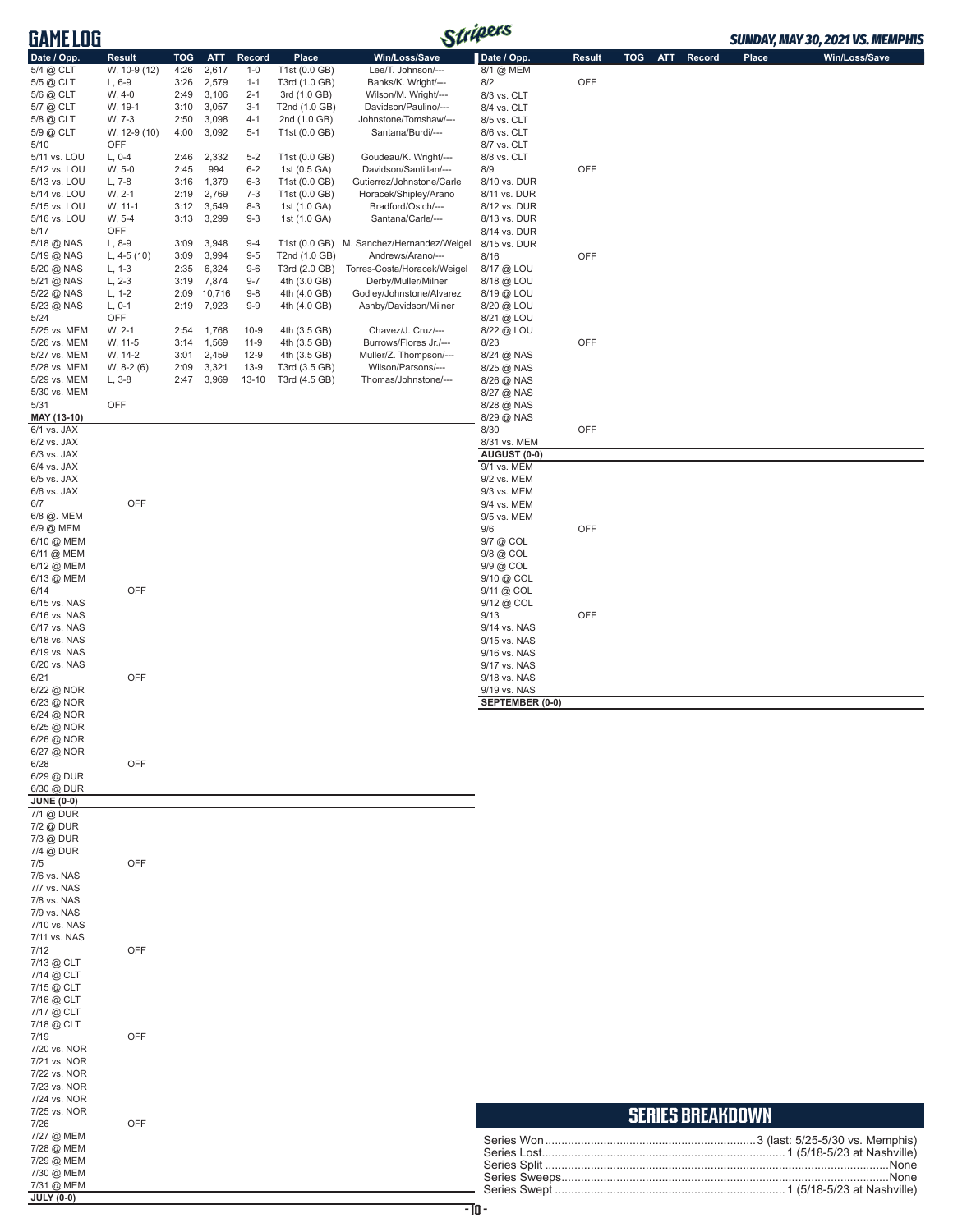# GAME LOG

**SUNDAY, MAY 30, 2021 VS. MEMPHIS**

| Date / Opp. | Result | TOG | ATT | Record | Place | Win/Loss/Save |
|---|---|---|---|---|---|---|
| 5/4 @ CLT | W, 10-9 (12) | 4:26 | 2,617 | 1-0 | T1st (0.0 GB) | Lee/T. Johnson/--- |
| 5/5 @ CLT | L, 6-9 | 3:26 | 2,579 | 1-1 | T3rd (1.0 GB) | Banks/K. Wright/--- |
| 5/6 @ CLT | W, 4-0 | 2:49 | 3,106 | 2-1 | 3rd (1.0 GB) | Wilson/M. Wright/--- |
| 5/7 @ CLT | W, 19-1 | 3:10 | 3,057 | 3-1 | T2nd (1.0 GB) | Davidson/Paulino/--- |
| 5/8 @ CLT | W, 7-3 | 2:50 | 3,098 | 4-1 | 2nd (1.0 GB) | Johnstone/Tomshaw/--- |
| 5/9 @ CLT | W, 12-9 (10) | 4:00 | 3,092 | 5-1 | T1st (0.0 GB) | Santana/Burdi/--- |
| 5/10 | OFF | | | | | |
| 5/11 vs. LOU | L, 0-4 | 2:46 | 2,332 | 5-2 | T1st (0.0 GB) | Goudeau/K. Wright/--- |
| 5/12 vs. LOU | W, 5-0 | 2:45 | 994 | 6-2 | 1st (0.5 GA) | Davidson/Santillan/--- |
| 5/13 vs. LOU | L, 7-8 | 3:16 | 1,379 | 6-3 | T1st (0.0 GB) | Gutierrez/Johnstone/Carle |
| 5/14 vs. LOU | W, 2-1 | 2:19 | 2,769 | 7-3 | T1st (0.0 GB) | Horacek/Shipley/Arano |
| 5/15 vs. LOU | W, 11-1 | 3:12 | 3,549 | 8-3 | 1st (1.0 GA) | Bradford/Osich/--- |
| 5/16 vs. LOU | W, 5-4 | 3:13 | 3,299 | 9-3 | 1st (1.0 GA) | Santana/Carle/--- |
| 5/17 | OFF | | | | | |
| 5/18 @ NAS | L, 8-9 | 3:09 | 3,948 | 9-4 | T1st (0.0 GB) | M. Sanchez/Hernandez/Weigel |
| 5/19 @ NAS | L, 4-5 (10) | 3:09 | 3,994 | 9-5 | T2nd (1.0 GB) | Andrews/Arano/--- |
| 5/20 @ NAS | L, 1-3 | 2:35 | 6,324 | 9-6 | T3rd (2.0 GB) | Torres-Costa/Horacek/Weigel |
| 5/21 @ NAS | L, 2-3 | 3:19 | 7,874 | 9-7 | 4th (3.0 GB) | Derby/Muller/Milner |
| 5/22 @ NAS | L, 1-2 | 2:09 | 10,716 | 9-8 | 4th (4.0 GB) | Godley/Johnstone/Alvarez |
| 5/23 @ NAS | L, 0-1 | 2:19 | 7,923 | 9-9 | 4th (4.0 GB) | Ashby/Davidson/Milner |
| 5/24 | OFF | | | | | |
| 5/25 vs. MEM | W, 2-1 | 2:54 | 1,768 | 10-9 | 4th (3.5 GB) | Chavez/J. Cruz/--- |
| 5/26 vs. MEM | W, 11-5 | 3:14 | 1,569 | 11-9 | 4th (3.5 GB) | Burrows/Flores Jr./--- |
| 5/27 vs. MEM | W, 14-2 | 3:01 | 2,459 | 12-9 | 4th (3.5 GB) | Muller/Z. Thompson/--- |
| 5/28 vs. MEM | W, 8-2 (6) | 2:09 | 3,321 | 13-9 | T3rd (3.5 GB) | Wilson/Parsons/--- |
| 5/29 vs. MEM | L, 3-8 | 2:47 | 3,969 | 13-10 | T3rd (4.5 GB) | Thomas/Johnstone/--- |
| 5/30 vs. MEM | | | | | | |
| 5/31 | OFF | | | | | |
| **MAY (13-10)** | | | | | | |
| 6/1 vs. JAX | | | | | | |
| 6/2 vs. JAX | | | | | | |
| 6/3 vs. JAX | | | | | | |
| 6/4 vs. JAX | | | | | | |
| 6/5 vs. JAX | | | | | | |
| 6/6 vs. JAX | | | | | | |
| 6/7 | OFF | | | | | |
| 6/8 @. MEM | | | | | | |
| 6/9 @ MEM | | | | | | |
| 6/10 @ MEM | | | | | | |
| 6/11 @ MEM | | | | | | |
| 6/12 @ MEM | | | | | | |
| 6/13 @ MEM | | | | | | |
| 6/14 | OFF | | | | | |
| 6/15 vs. NAS | | | | | | |
| 6/16 vs. NAS | | | | | | |
| 6/17 vs. NAS | | | | | | |
| 6/18 vs. NAS | | | | | | |
| 6/19 vs. NAS | | | | | | |
| 6/20 vs. NAS | | | | | | |
| 6/21 | OFF | | | | | |
| 6/22 @ NOR | | | | | | |
| 6/23 @ NOR | | | | | | |
| 6/24 @ NOR | | | | | | |
| 6/25 @ NOR | | | | | | |
| 6/26 @ NOR | | | | | | |
| 6/27 @ NOR | | | | | | |
| 6/28 | OFF | | | | | |
| 6/29 @ DUR | | | | | | |
| 6/30 @ DUR | | | | | | |
| **JUNE (0-0)** | | | | | | |
| 7/1 @ DUR | | | | | | |
| 7/2 @ DUR | | | | | | |
| 7/3 @ DUR | | | | | | |
| 7/4 @ DUR | | | | | | |
| 7/5 | OFF | | | | | |
| 7/6 vs. NAS | | | | | | |
| 7/7 vs. NAS | | | | | | |
| 7/8 vs. NAS | | | | | | |
| 7/9 vs. NAS | | | | | | |
| 7/10 vs. NAS | | | | | | |
| 7/11 vs. NAS | | | | | | |
| 7/12 | OFF | | | | | |
| 7/13 @ CLT | | | | | | |
| 7/14 @ CLT | | | | | | |
| 7/15 @ CLT | | | | | | |
| 7/16 @ CLT | | | | | | |
| 7/17 @ CLT | | | | | | |
| 7/18 @ CLT | | | | | | |
| 7/19 | OFF | | | | | |
| 7/20 vs. NOR | | | | | | |
| 7/21 vs. NOR | | | | | | |
| 7/22 vs. NOR | | | | | | |
| 7/23 vs. NOR | | | | | | |
| 7/24 vs. NOR | | | | | | |
| 7/25 vs. NOR | | | | | | |
| 7/26 | OFF | | | | | |
| 7/27 @ MEM | | | | | | |
| 7/28 @ MEM | | | | | | |
| 7/29 @ MEM | | | | | | |
| 7/30 @ MEM | | | | | | |
| 7/31 @ MEM | | | | | | |
| **JULY (0-0)** | | | | | | |

| Date / Opp. | Result | TOG | ATT | Record | Place | Win/Loss/Save |
|---|---|---|---|---|---|---|
| 8/1 @ MEM | | | | | | |
| 8/2 | OFF | | | | | |
| 8/3 vs. CLT | | | | | | |
| 8/4 vs. CLT | | | | | | |
| 8/5 vs. CLT | | | | | | |
| 8/6 vs. CLT | | | | | | |
| 8/7 vs. CLT | | | | | | |
| 8/8 vs. CLT | | | | | | |
| 8/9 | OFF | | | | | |
| 8/10 vs. DUR | | | | | | |
| 8/11 vs. DUR | | | | | | |
| 8/12 vs. DUR | | | | | | |
| 8/13 vs. DUR | | | | | | |
| 8/14 vs. DUR | | | | | | |
| 8/15 vs. DUR | | | | | | |
| 8/16 | OFF | | | | | |
| 8/17 @ LOU | | | | | | |
| 8/18 @ LOU | | | | | | |
| 8/19 @ LOU | | | | | | |
| 8/20 @ LOU | | | | | | |
| 8/21 @ LOU | | | | | | |
| 8/22 @ LOU | | | | | | |
| 8/23 | OFF | | | | | |
| 8/24 @ NAS | | | | | | |
| 8/25 @ NAS | | | | | | |
| 8/26 @ NAS | | | | | | |
| 8/27 @ NAS | | | | | | |
| 8/28 @ NAS | | | | | | |
| 8/29 @ NAS | | | | | | |
| 8/30 | OFF | | | | | |
| 8/31 vs. MEM | | | | | | |
| **AUGUST (0-0)** | | | | | | |
| 9/1 vs. MEM | | | | | | |
| 9/2 vs. MEM | | | | | | |
| 9/3 vs. MEM | | | | | | |
| 9/4 vs. MEM | | | | | | |
| 9/5 vs. MEM | | | | | | |
| 9/6 | OFF | | | | | |
| 9/7 @ COL | | | | | | |
| 9/8 @ COL | | | | | | |
| 9/9 @ COL | | | | | | |
| 9/10 @ COL | | | | | | |
| 9/11 @ COL | | | | | | |
| 9/12 @ COL | | | | | | |
| 9/13 | OFF | | | | | |
| 9/14 vs. NAS | | | | | | |
| 9/15 vs. NAS | | | | | | |
| 9/16 vs. NAS | | | | | | |
| 9/17 vs. NAS | | | | | | |
| 9/18 vs. NAS | | | | | | |
| 9/19 vs. NAS | | | | | | |
| **SEPTEMBER (0-0)** | | | | | | |

## SERIES BREAKDOWN

Series Won.................................................3 (last: 5/25-5/30 vs. Memphis)
Series Lost.........................................................1 (5/18-5/23 at Nashville)
Series Split ........................................................................................None
Series Sweeps....................................................................................None
Series Swept .....................................................1 (5/18-5/23 at Nashville)